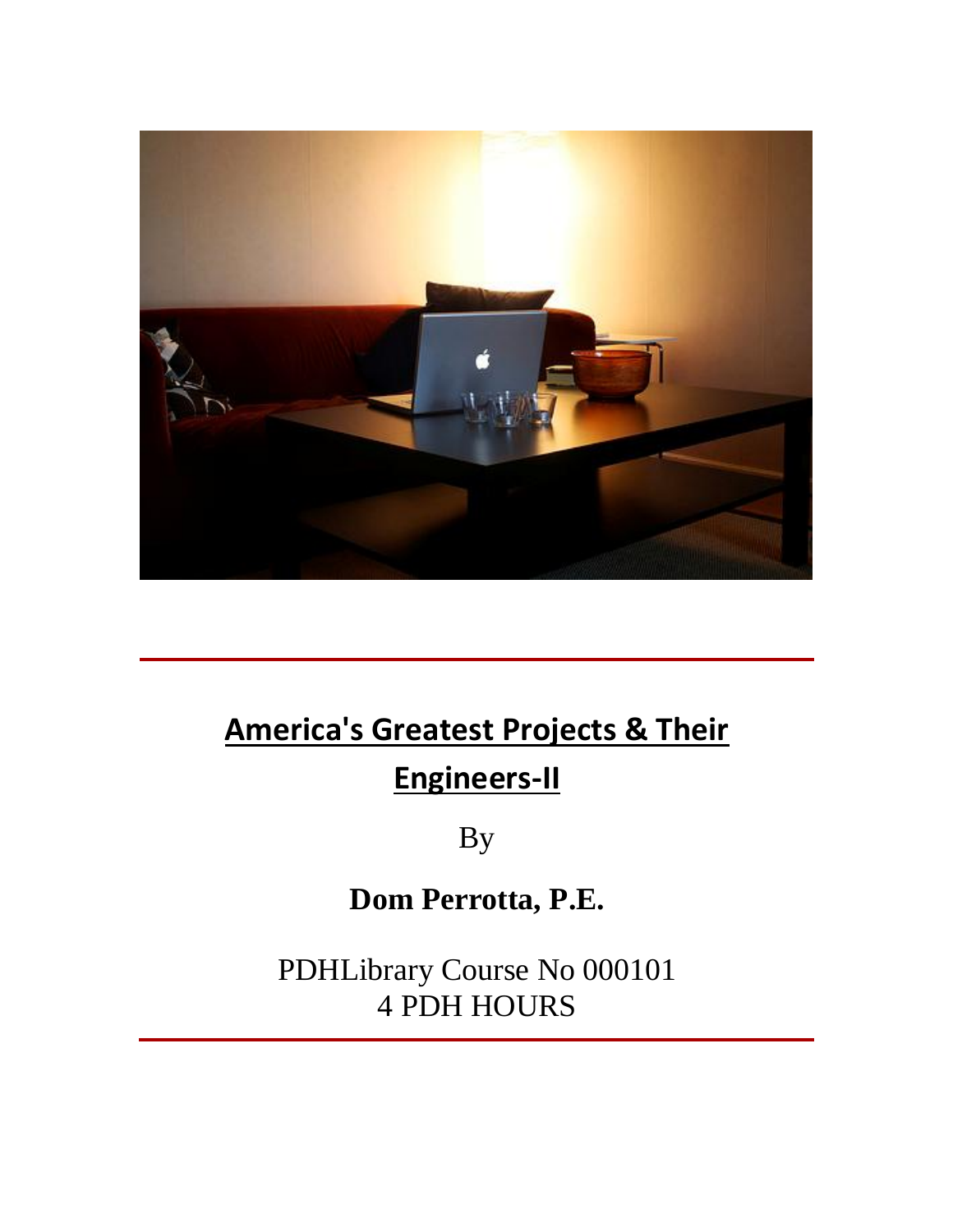# America's Greatest Projects & Their Engineers-II

By

**Dom Perrotta, P.E.**

PDHLibrary Course No 000101
4 PDH HOURS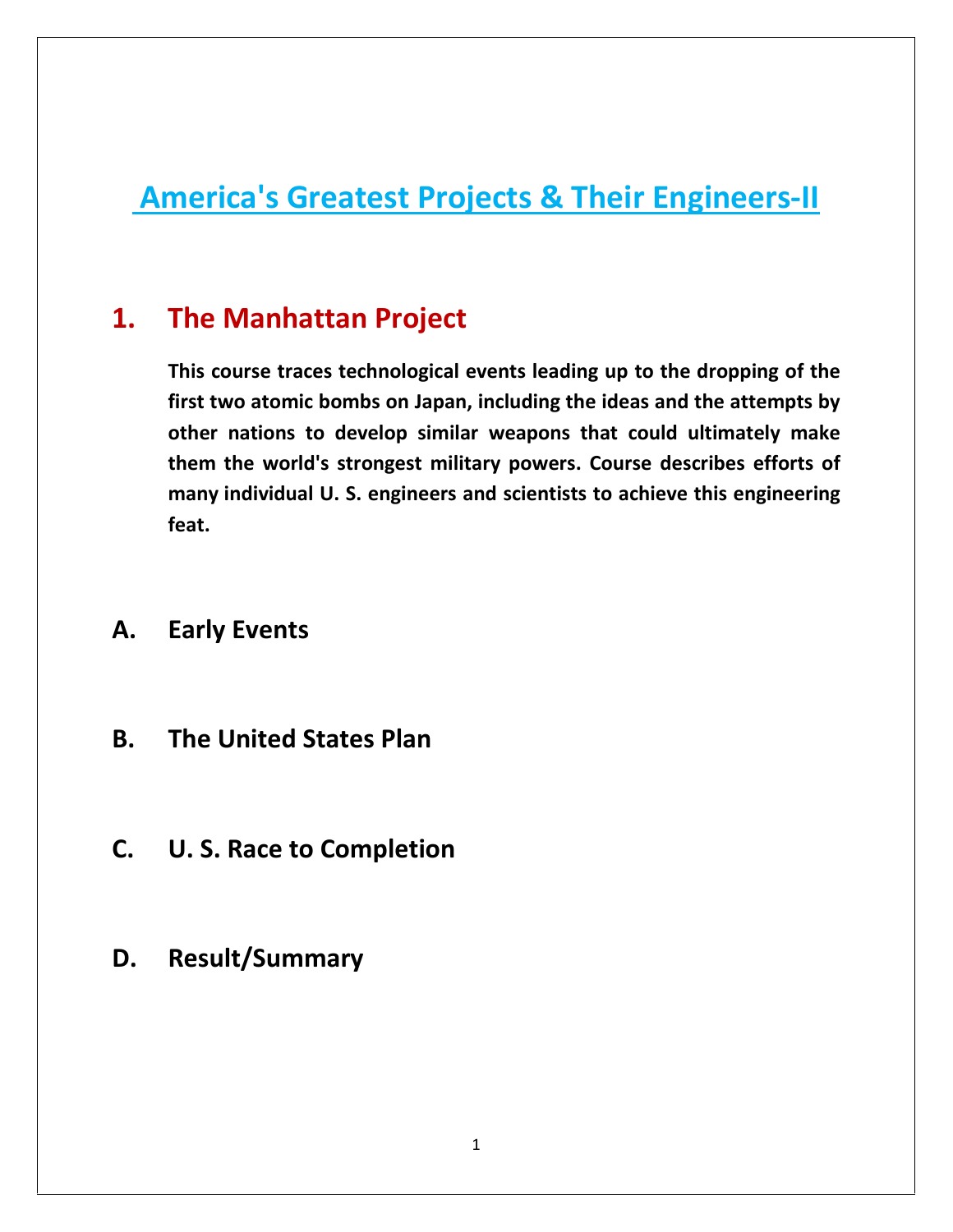# America's Greatest Projects & Their Engineers-II

## 1. The Manhattan Project

**This course traces technological events leading up to the dropping of the first two atomic bombs on Japan, including the ideas and the attempts by other nations to develop similar weapons that could ultimately make them the world's strongest military powers. Course describes efforts of many individual U. S. engineers and scientists to achieve this engineering feat.**

### A. Early Events

### B. The United States Plan

### C. U. S. Race to Completion

### D. Result/Summary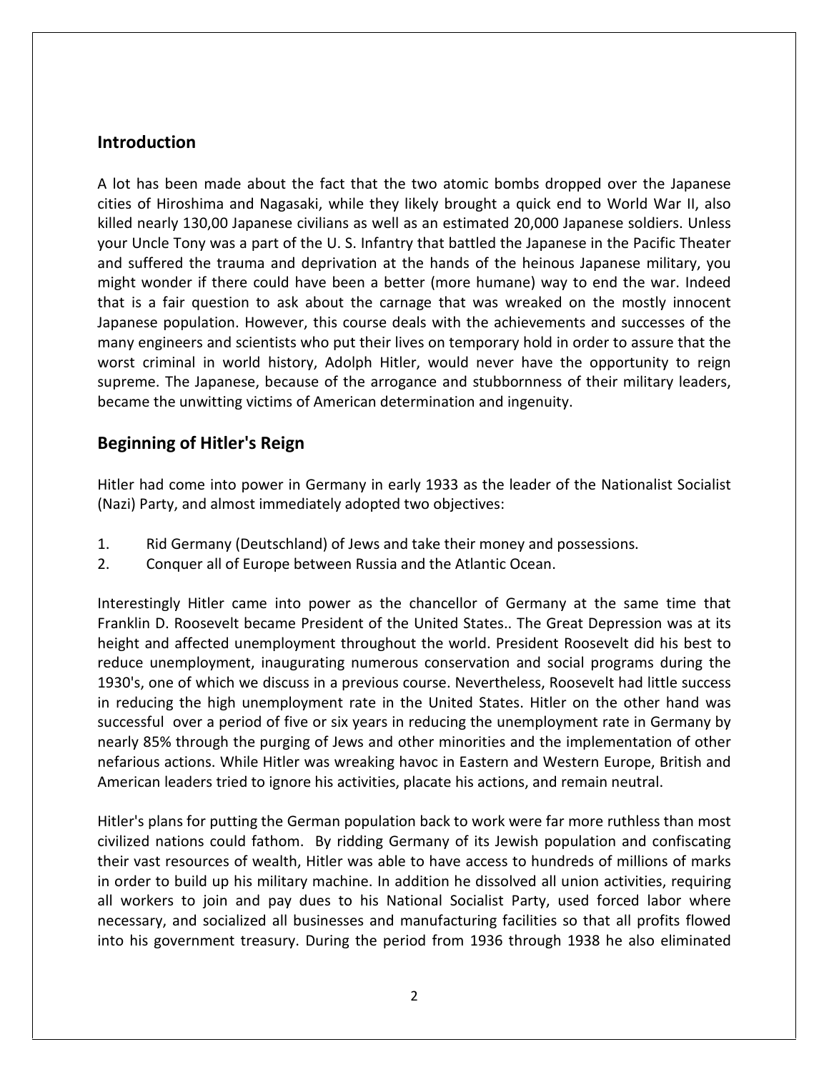## Introduction

A lot has been made about the fact that the two atomic bombs dropped over the Japanese cities of Hiroshima and Nagasaki, while they likely brought a quick end to World War II, also killed nearly 130,00 Japanese civilians as well as an estimated 20,000 Japanese soldiers. Unless your Uncle Tony was a part of the U. S. Infantry that battled the Japanese in the Pacific Theater and suffered the trauma and deprivation at the hands of the heinous Japanese military, you might wonder if there could have been a better (more humane) way to end the war. Indeed that is a fair question to ask about the carnage that was wreaked on the mostly innocent Japanese population. However, this course deals with the achievements and successes of the many engineers and scientists who put their lives on temporary hold in order to assure that the worst criminal in world history, Adolph Hitler, would never have the opportunity to reign supreme. The Japanese, because of the arrogance and stubbornness of their military leaders, became the unwitting victims of American determination and ingenuity.

## Beginning of Hitler's Reign

Hitler had come into power in Germany in early 1933 as the leader of the Nationalist Socialist (Nazi) Party, and almost immediately adopted two objectives:

1. Rid Germany (Deutschland) of Jews and take their money and possessions.
2. Conquer all of Europe between Russia and the Atlantic Ocean.

Interestingly Hitler came into power as the chancellor of Germany at the same time that Franklin D. Roosevelt became President of the United States.. The Great Depression was at its height and affected unemployment throughout the world. President Roosevelt did his best to reduce unemployment, inaugurating numerous conservation and social programs during the 1930's, one of which we discuss in a previous course. Nevertheless, Roosevelt had little success in reducing the high unemployment rate in the United States. Hitler on the other hand was successful over a period of five or six years in reducing the unemployment rate in Germany by nearly 85% through the purging of Jews and other minorities and the implementation of other nefarious actions. While Hitler was wreaking havoc in Eastern and Western Europe, British and American leaders tried to ignore his activities, placate his actions, and remain neutral.

Hitler's plans for putting the German population back to work were far more ruthless than most civilized nations could fathom. By ridding Germany of its Jewish population and confiscating their vast resources of wealth, Hitler was able to have access to hundreds of millions of marks in order to build up his military machine. In addition he dissolved all union activities, requiring all workers to join and pay dues to his National Socialist Party, used forced labor where necessary, and socialized all businesses and manufacturing facilities so that all profits flowed into his government treasury. During the period from 1936 through 1938 he also eliminated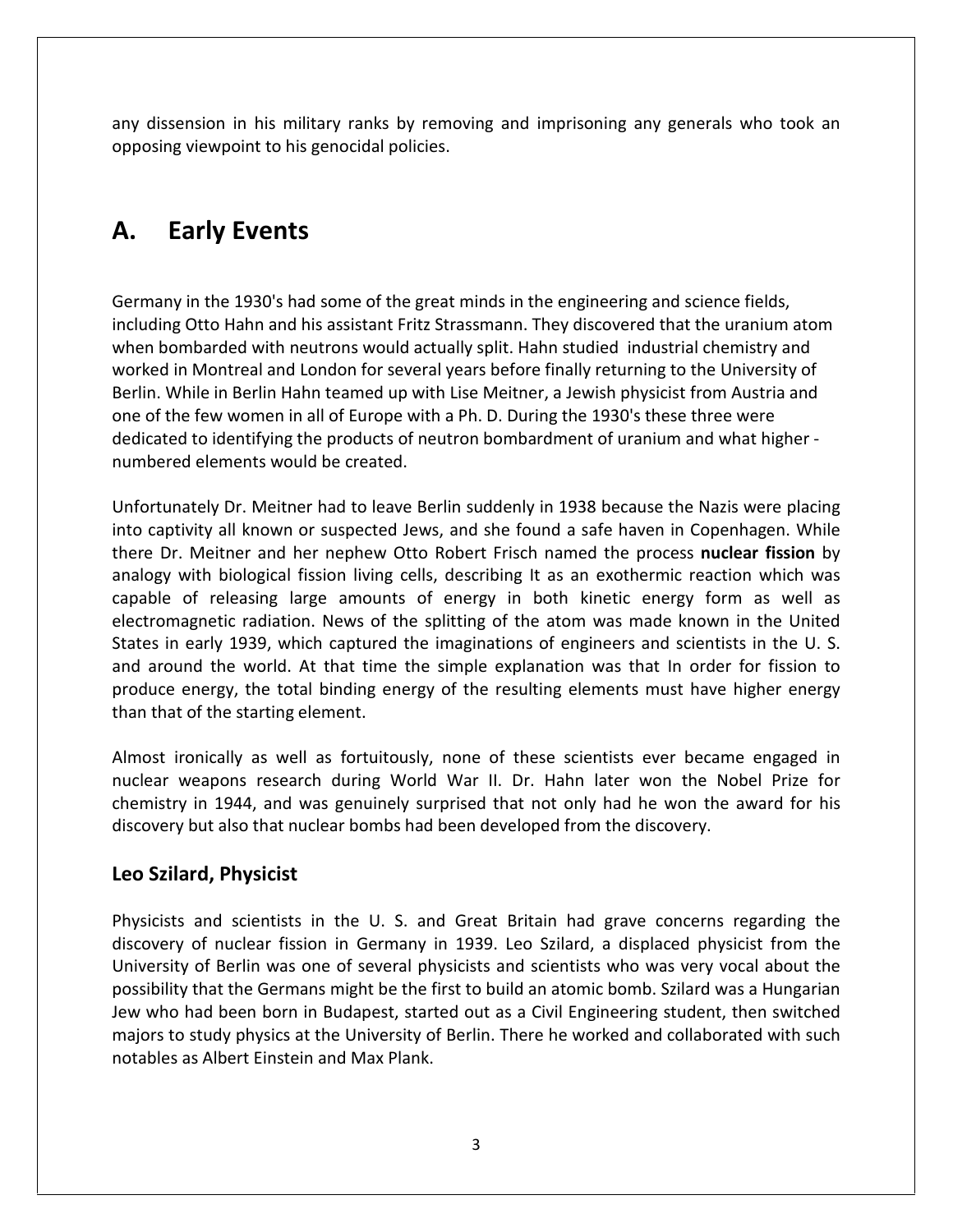any dissension in his military ranks by removing and imprisoning any generals who took an opposing viewpoint to his genocidal policies.

# A. Early Events

Germany in the 1930's had some of the great minds in the engineering and science fields, including Otto Hahn and his assistant Fritz Strassmann. They discovered that the uranium atom when bombarded with neutrons would actually split. Hahn studied industrial chemistry and worked in Montreal and London for several years before finally returning to the University of Berlin. While in Berlin Hahn teamed up with Lise Meitner, a Jewish physicist from Austria and one of the few women in all of Europe with a Ph. D. During the 1930's these three were dedicated to identifying the products of neutron bombardment of uranium and what higher - numbered elements would be created.

Unfortunately Dr. Meitner had to leave Berlin suddenly in 1938 because the Nazis were placing into captivity all known or suspected Jews, and she found a safe haven in Copenhagen. While there Dr. Meitner and her nephew Otto Robert Frisch named the process **nuclear fission** by analogy with biological fission living cells, describing It as an exothermic reaction which was capable of releasing large amounts of energy in both kinetic energy form as well as electromagnetic radiation. News of the splitting of the atom was made known in the United States in early 1939, which captured the imaginations of engineers and scientists in the U. S. and around the world. At that time the simple explanation was that In order for fission to produce energy, the total binding energy of the resulting elements must have higher energy than that of the starting element.

Almost ironically as well as fortuitously, none of these scientists ever became engaged in nuclear weapons research during World War II. Dr. Hahn later won the Nobel Prize for chemistry in 1944, and was genuinely surprised that not only had he won the award for his discovery but also that nuclear bombs had been developed from the discovery.

## Leo Szilard, Physicist

Physicists and scientists in the U. S. and Great Britain had grave concerns regarding the discovery of nuclear fission in Germany in 1939. Leo Szilard, a displaced physicist from the University of Berlin was one of several physicists and scientists who was very vocal about the possibility that the Germans might be the first to build an atomic bomb. Szilard was a Hungarian Jew who had been born in Budapest, started out as a Civil Engineering student, then switched majors to study physics at the University of Berlin. There he worked and collaborated with such notables as Albert Einstein and Max Plank.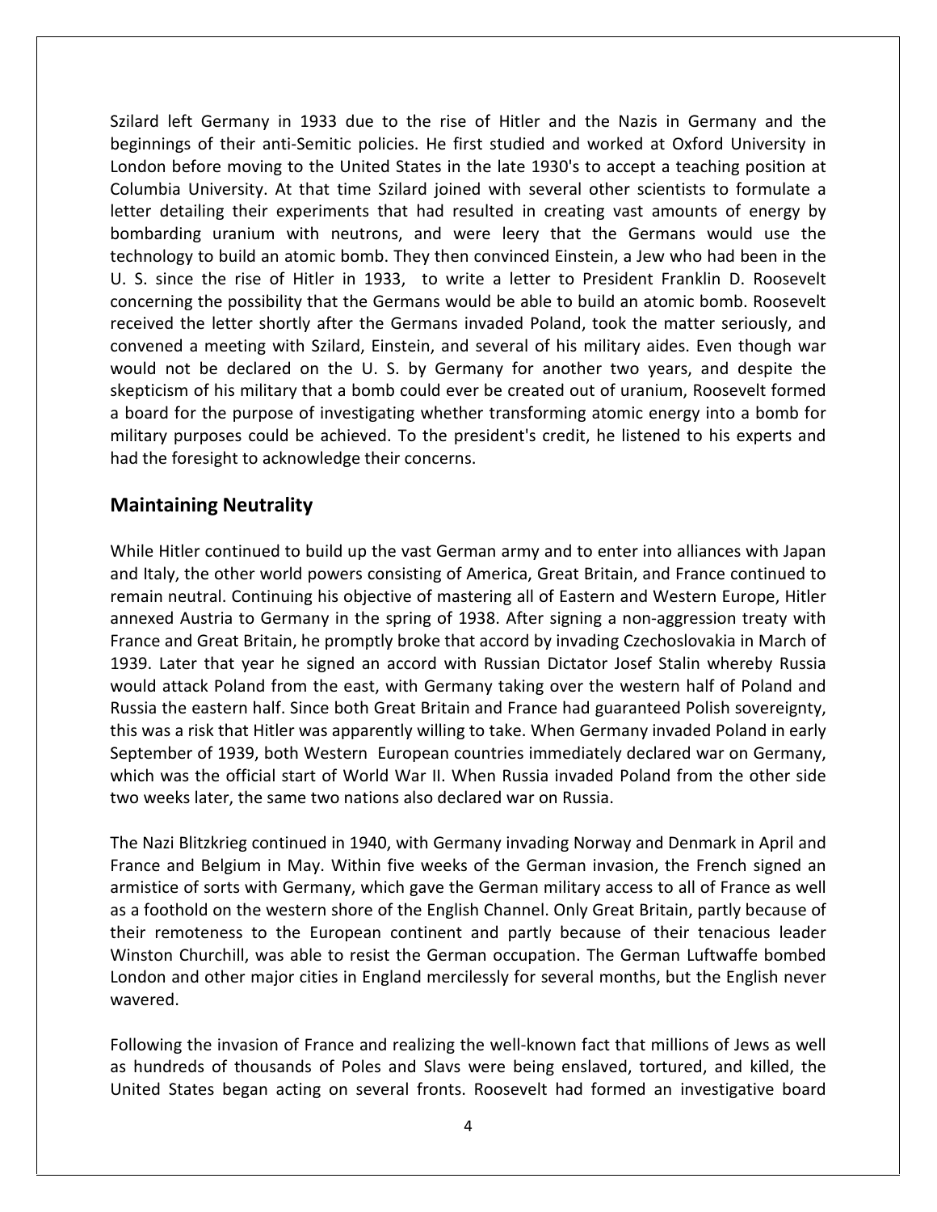Szilard left Germany in 1933 due to the rise of Hitler and the Nazis in Germany and the beginnings of their anti-Semitic policies. He first studied and worked at Oxford University in London before moving to the United States in the late 1930's to accept a teaching position at Columbia University. At that time Szilard joined with several other scientists to formulate a letter detailing their experiments that had resulted in creating vast amounts of energy by bombarding uranium with neutrons, and were leery that the Germans would use the technology to build an atomic bomb. They then convinced Einstein, a Jew who had been in the U. S. since the rise of Hitler in 1933, to write a letter to President Franklin D. Roosevelt concerning the possibility that the Germans would be able to build an atomic bomb. Roosevelt received the letter shortly after the Germans invaded Poland, took the matter seriously, and convened a meeting with Szilard, Einstein, and several of his military aides. Even though war would not be declared on the U. S. by Germany for another two years, and despite the skepticism of his military that a bomb could ever be created out of uranium, Roosevelt formed a board for the purpose of investigating whether transforming atomic energy into a bomb for military purposes could be achieved. To the president's credit, he listened to his experts and had the foresight to acknowledge their concerns.

## Maintaining Neutrality

While Hitler continued to build up the vast German army and to enter into alliances with Japan and Italy, the other world powers consisting of America, Great Britain, and France continued to remain neutral. Continuing his objective of mastering all of Eastern and Western Europe, Hitler annexed Austria to Germany in the spring of 1938. After signing a non-aggression treaty with France and Great Britain, he promptly broke that accord by invading Czechoslovakia in March of 1939. Later that year he signed an accord with Russian Dictator Josef Stalin whereby Russia would attack Poland from the east, with Germany taking over the western half of Poland and Russia the eastern half. Since both Great Britain and France had guaranteed Polish sovereignty, this was a risk that Hitler was apparently willing to take. When Germany invaded Poland in early September of 1939, both Western European countries immediately declared war on Germany, which was the official start of World War II. When Russia invaded Poland from the other side two weeks later, the same two nations also declared war on Russia.

The Nazi Blitzkrieg continued in 1940, with Germany invading Norway and Denmark in April and France and Belgium in May. Within five weeks of the German invasion, the French signed an armistice of sorts with Germany, which gave the German military access to all of France as well as a foothold on the western shore of the English Channel. Only Great Britain, partly because of their remoteness to the European continent and partly because of their tenacious leader Winston Churchill, was able to resist the German occupation. The German Luftwaffe bombed London and other major cities in England mercilessly for several months, but the English never wavered.

Following the invasion of France and realizing the well-known fact that millions of Jews as well as hundreds of thousands of Poles and Slavs were being enslaved, tortured, and killed, the United States began acting on several fronts. Roosevelt had formed an investigative board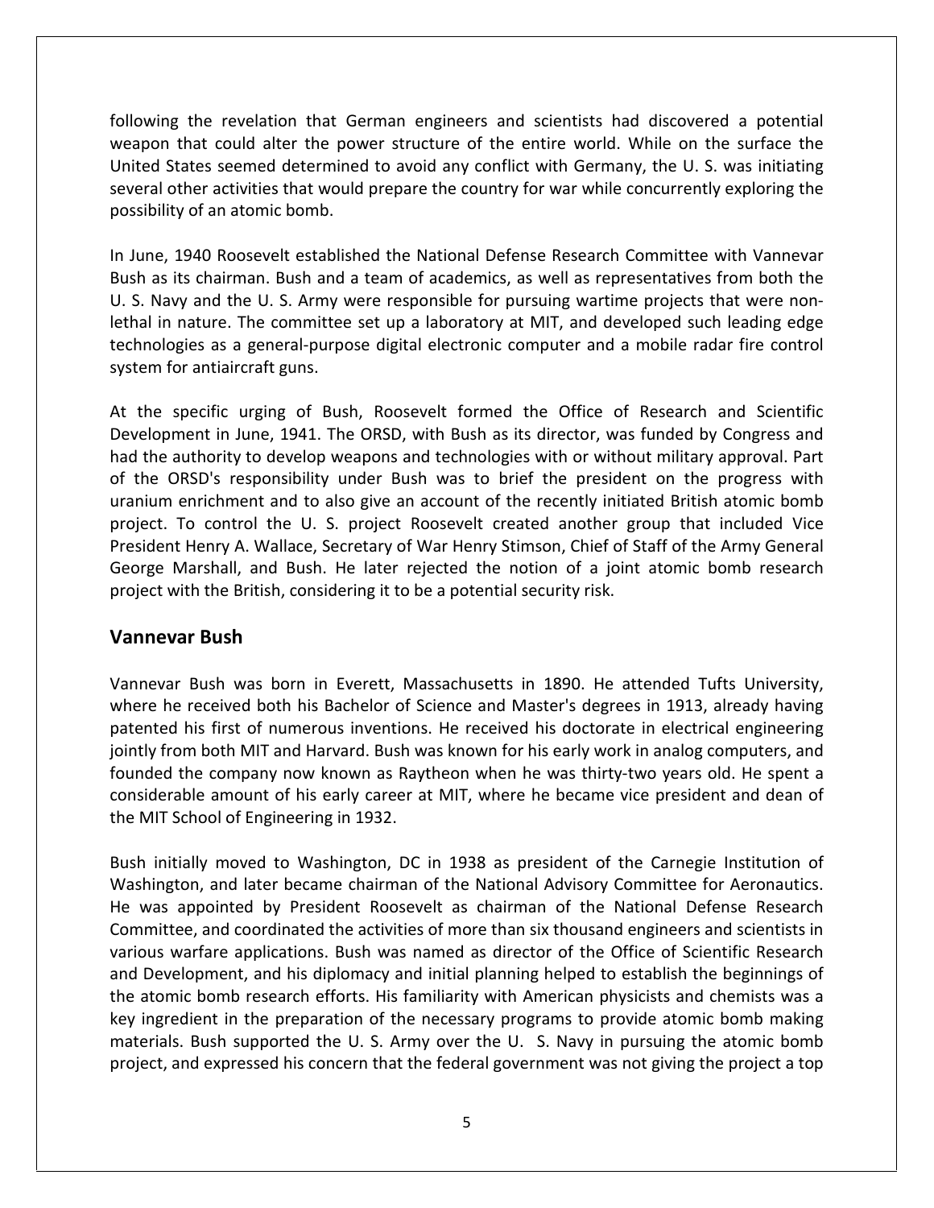following the revelation that German engineers and scientists had discovered a potential weapon that could alter the power structure of the entire world. While on the surface the United States seemed determined to avoid any conflict with Germany, the U. S. was initiating several other activities that would prepare the country for war while concurrently exploring the possibility of an atomic bomb.

In June, 1940 Roosevelt established the National Defense Research Committee with Vannevar Bush as its chairman. Bush and a team of academics, as well as representatives from both the U. S. Navy and the U. S. Army were responsible for pursuing wartime projects that were non-lethal in nature. The committee set up a laboratory at MIT, and developed such leading edge technologies as a general-purpose digital electronic computer and a mobile radar fire control system for antiaircraft guns.

At the specific urging of Bush, Roosevelt formed the Office of Research and Scientific Development in June, 1941. The ORSD, with Bush as its director, was funded by Congress and had the authority to develop weapons and technologies with or without military approval. Part of the ORSD's responsibility under Bush was to brief the president on the progress with uranium enrichment and to also give an account of the recently initiated British atomic bomb project. To control the U. S. project Roosevelt created another group that included Vice President Henry A. Wallace, Secretary of War Henry Stimson, Chief of Staff of the Army General George Marshall, and Bush. He later rejected the notion of a joint atomic bomb research project with the British, considering it to be a potential security risk.

## Vannevar Bush

Vannevar Bush was born in Everett, Massachusetts in 1890. He attended Tufts University, where he received both his Bachelor of Science and Master's degrees in 1913, already having patented his first of numerous inventions. He received his doctorate in electrical engineering jointly from both MIT and Harvard. Bush was known for his early work in analog computers, and founded the company now known as Raytheon when he was thirty-two years old. He spent a considerable amount of his early career at MIT, where he became vice president and dean of the MIT School of Engineering in 1932.

Bush initially moved to Washington, DC in 1938 as president of the Carnegie Institution of Washington, and later became chairman of the National Advisory Committee for Aeronautics. He was appointed by President Roosevelt as chairman of the National Defense Research Committee, and coordinated the activities of more than six thousand engineers and scientists in various warfare applications. Bush was named as director of the Office of Scientific Research and Development, and his diplomacy and initial planning helped to establish the beginnings of the atomic bomb research efforts. His familiarity with American physicists and chemists was a key ingredient in the preparation of the necessary programs to provide atomic bomb making materials. Bush supported the U. S. Army over the U. S. Navy in pursuing the atomic bomb project, and expressed his concern that the federal government was not giving the project a top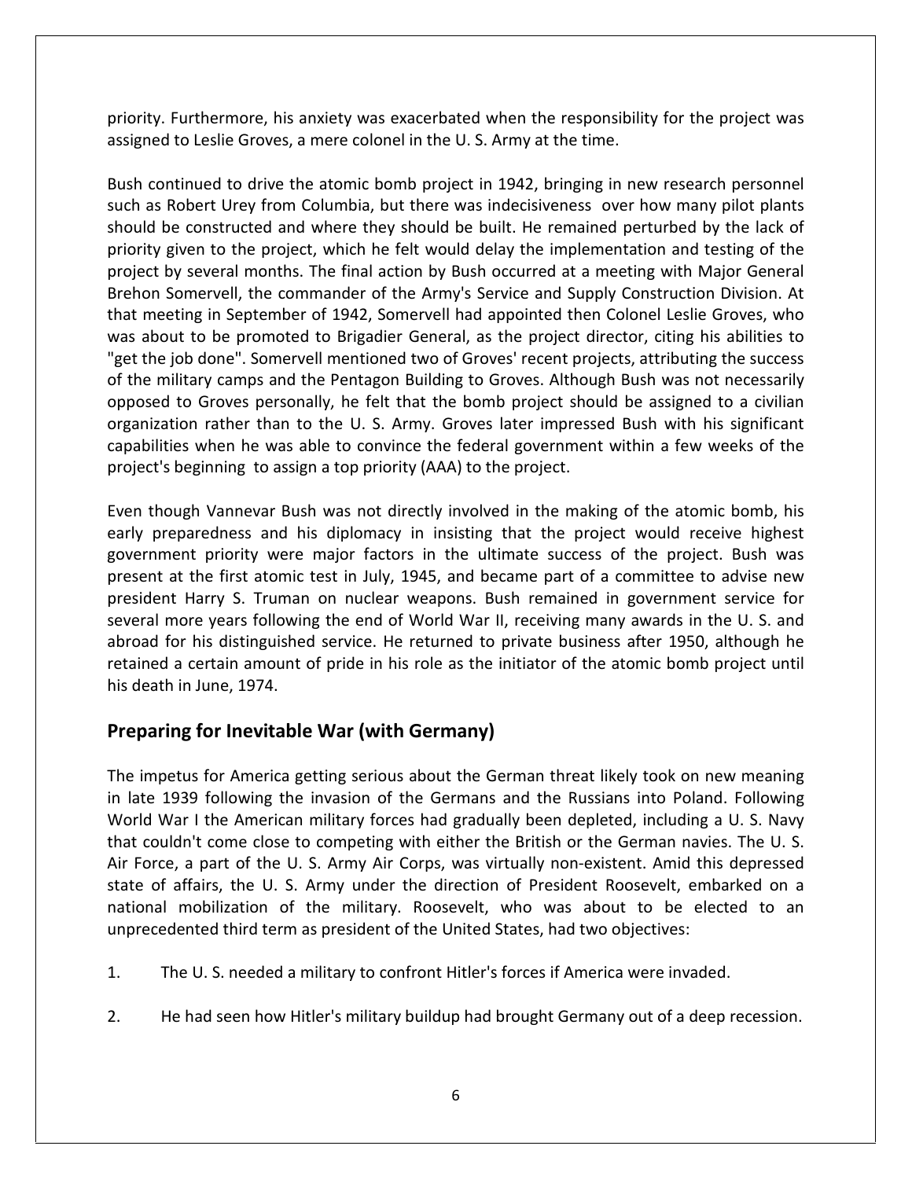priority. Furthermore, his anxiety was exacerbated when the responsibility for the project was assigned to Leslie Groves, a mere colonel in the U. S. Army at the time.

Bush continued to drive the atomic bomb project in 1942, bringing in new research personnel such as Robert Urey from Columbia, but there was indecisiveness over how many pilot plants should be constructed and where they should be built. He remained perturbed by the lack of priority given to the project, which he felt would delay the implementation and testing of the project by several months. The final action by Bush occurred at a meeting with Major General Brehon Somervell, the commander of the Army's Service and Supply Construction Division. At that meeting in September of 1942, Somervell had appointed then Colonel Leslie Groves, who was about to be promoted to Brigadier General, as the project director, citing his abilities to "get the job done". Somervell mentioned two of Groves' recent projects, attributing the success of the military camps and the Pentagon Building to Groves. Although Bush was not necessarily opposed to Groves personally, he felt that the bomb project should be assigned to a civilian organization rather than to the U. S. Army. Groves later impressed Bush with his significant capabilities when he was able to convince the federal government within a few weeks of the project's beginning to assign a top priority (AAA) to the project.

Even though Vannevar Bush was not directly involved in the making of the atomic bomb, his early preparedness and his diplomacy in insisting that the project would receive highest government priority were major factors in the ultimate success of the project. Bush was present at the first atomic test in July, 1945, and became part of a committee to advise new president Harry S. Truman on nuclear weapons. Bush remained in government service for several more years following the end of World War II, receiving many awards in the U. S. and abroad for his distinguished service. He returned to private business after 1950, although he retained a certain amount of pride in his role as the initiator of the atomic bomb project until his death in June, 1974.

## Preparing for Inevitable War (with Germany)

The impetus for America getting serious about the German threat likely took on new meaning in late 1939 following the invasion of the Germans and the Russians into Poland. Following World War I the American military forces had gradually been depleted, including a U. S. Navy that couldn't come close to competing with either the British or the German navies. The U. S. Air Force, a part of the U. S. Army Air Corps, was virtually non-existent. Amid this depressed state of affairs, the U. S. Army under the direction of President Roosevelt, embarked on a national mobilization of the military. Roosevelt, who was about to be elected to an unprecedented third term as president of the United States, had two objectives:

1. The U. S. needed a military to confront Hitler's forces if America were invaded.

2. He had seen how Hitler's military buildup had brought Germany out of a deep recession.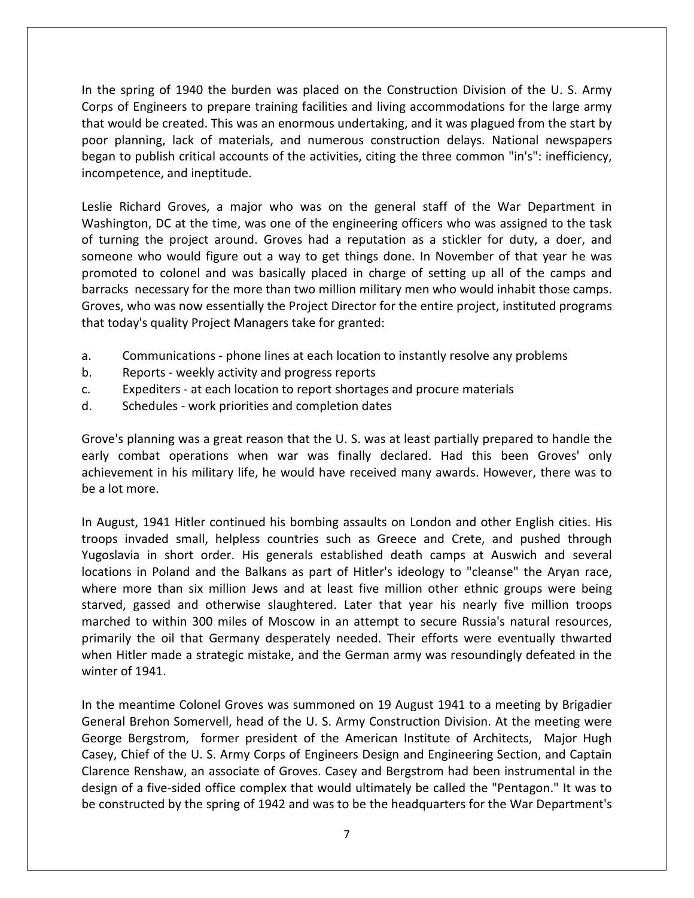In the spring of 1940 the burden was placed on the Construction Division of the U. S. Army Corps of Engineers to prepare training facilities and living accommodations for the large army that would be created. This was an enormous undertaking, and it was plagued from the start by poor planning, lack of materials, and numerous construction delays. National newspapers began to publish critical accounts of the activities, citing the three common "in's": inefficiency, incompetence, and ineptitude.

Leslie Richard Groves, a major who was on the general staff of the War Department in Washington, DC at the time, was one of the engineering officers who was assigned to the task of turning the project around. Groves had a reputation as a stickler for duty, a doer, and someone who would figure out a way to get things done. In November of that year he was promoted to colonel and was basically placed in charge of setting up all of the camps and barracks necessary for the more than two million military men who would inhabit those camps. Groves, who was now essentially the Project Director for the entire project, instituted programs that today's quality Project Managers take for granted:

a. Communications - phone lines at each location to instantly resolve any problems
b. Reports - weekly activity and progress reports
c. Expediters - at each location to report shortages and procure materials
d. Schedules - work priorities and completion dates

Grove's planning was a great reason that the U. S. was at least partially prepared to handle the early combat operations when war was finally declared. Had this been Groves' only achievement in his military life, he would have received many awards. However, there was to be a lot more.

In August, 1941 Hitler continued his bombing assaults on London and other English cities. His troops invaded small, helpless countries such as Greece and Crete, and pushed through Yugoslavia in short order. His generals established death camps at Auswich and several locations in Poland and the Balkans as part of Hitler's ideology to "cleanse" the Aryan race, where more than six million Jews and at least five million other ethnic groups were being starved, gassed and otherwise slaughtered. Later that year his nearly five million troops marched to within 300 miles of Moscow in an attempt to secure Russia's natural resources, primarily the oil that Germany desperately needed. Their efforts were eventually thwarted when Hitler made a strategic mistake, and the German army was resoundingly defeated in the winter of 1941.

In the meantime Colonel Groves was summoned on 19 August 1941 to a meeting by Brigadier General Brehon Somervell, head of the U. S. Army Construction Division. At the meeting were George Bergstrom, former president of the American Institute of Architects, Major Hugh Casey, Chief of the U. S. Army Corps of Engineers Design and Engineering Section, and Captain Clarence Renshaw, an associate of Groves. Casey and Bergstrom had been instrumental in the design of a five-sided office complex that would ultimately be called the "Pentagon." It was to be constructed by the spring of 1942 and was to be the headquarters for the War Department's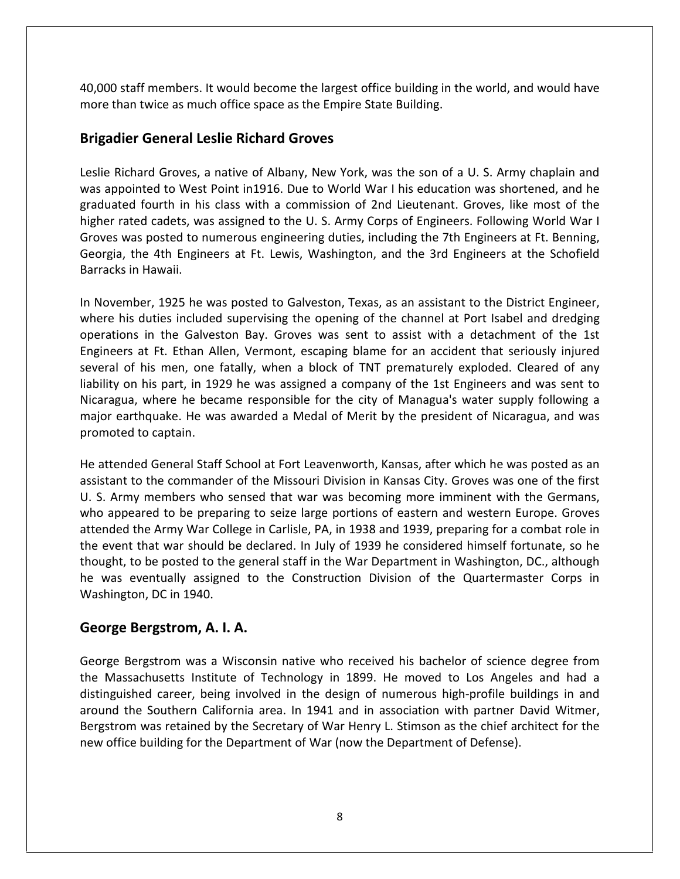40,000 staff members. It would become the largest office building in the world, and would have more than twice as much office space as the Empire State Building.

## Brigadier General Leslie Richard Groves

Leslie Richard Groves, a native of Albany, New York, was the son of a U. S. Army chaplain and was appointed to West Point in1916. Due to World War I his education was shortened, and he graduated fourth in his class with a commission of 2nd Lieutenant. Groves, like most of the higher rated cadets, was assigned to the U. S. Army Corps of Engineers. Following World War I Groves was posted to numerous engineering duties, including the 7th Engineers at Ft. Benning, Georgia, the 4th Engineers at Ft. Lewis, Washington, and the 3rd Engineers at the Schofield Barracks in Hawaii.

In November, 1925 he was posted to Galveston, Texas, as an assistant to the District Engineer, where his duties included supervising the opening of the channel at Port Isabel and dredging operations in the Galveston Bay. Groves was sent to assist with a detachment of the 1st Engineers at Ft. Ethan Allen, Vermont, escaping blame for an accident that seriously injured several of his men, one fatally, when a block of TNT prematurely exploded. Cleared of any liability on his part, in 1929 he was assigned a company of the 1st Engineers and was sent to Nicaragua, where he became responsible for the city of Managua's water supply following a major earthquake. He was awarded a Medal of Merit by the president of Nicaragua, and was promoted to captain.

He attended General Staff School at Fort Leavenworth, Kansas, after which he was posted as an assistant to the commander of the Missouri Division in Kansas City. Groves was one of the first U. S. Army members who sensed that war was becoming more imminent with the Germans, who appeared to be preparing to seize large portions of eastern and western Europe. Groves attended the Army War College in Carlisle, PA, in 1938 and 1939, preparing for a combat role in the event that war should be declared. In July of 1939 he considered himself fortunate, so he thought, to be posted to the general staff in the War Department in Washington, DC., although he was eventually assigned to the Construction Division of the Quartermaster Corps in Washington, DC in 1940.

## George Bergstrom, A. I. A.

George Bergstrom was a Wisconsin native who received his bachelor of science degree from the Massachusetts Institute of Technology in 1899. He moved to Los Angeles and had a distinguished career, being involved in the design of numerous high-profile buildings in and around the Southern California area. In 1941 and in association with partner David Witmer, Bergstrom was retained by the Secretary of War Henry L. Stimson as the chief architect for the new office building for the Department of War (now the Department of Defense).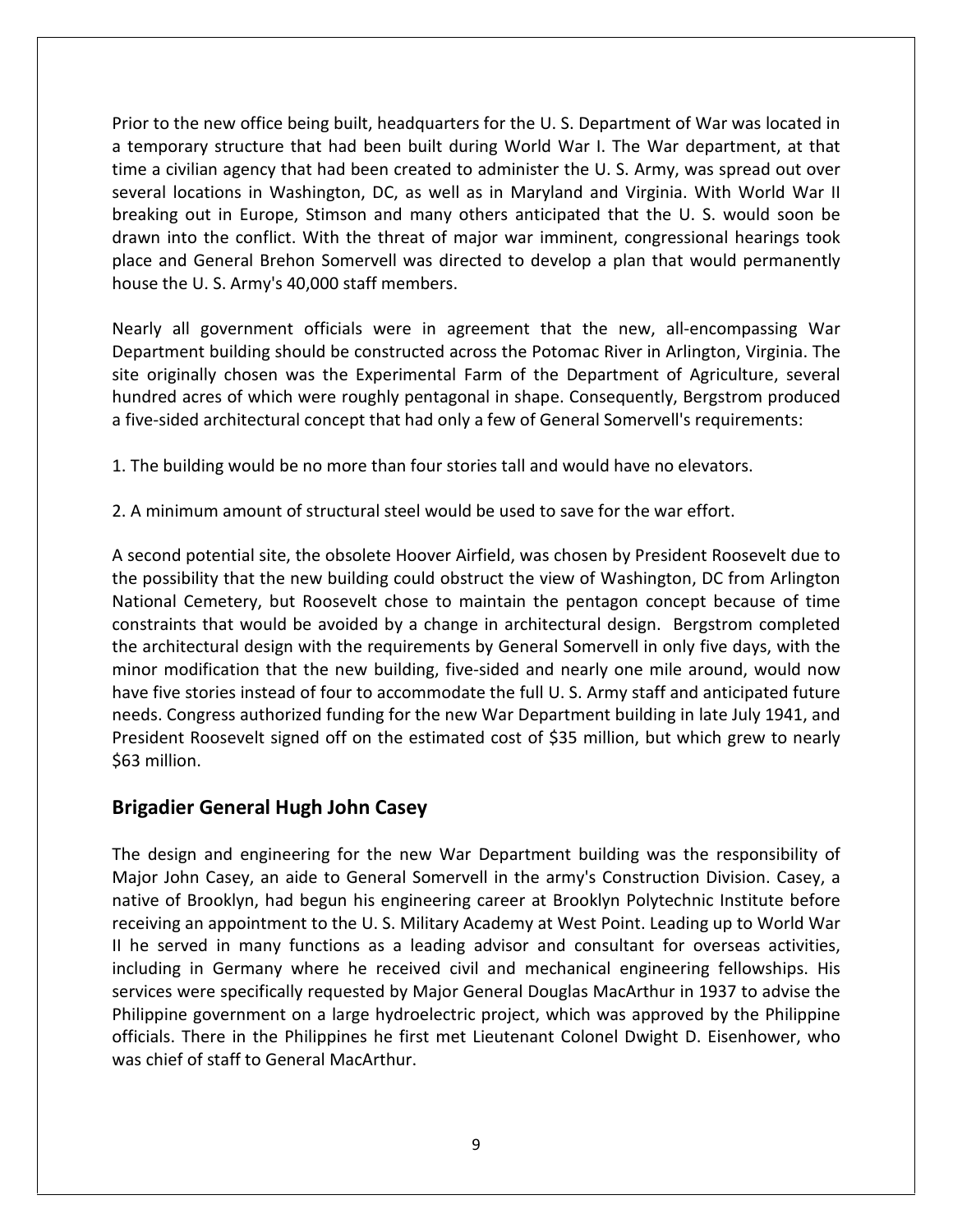Prior to the new office being built, headquarters for the U. S. Department of War was located in a temporary structure that had been built during World War I. The War department, at that time a civilian agency that had been created to administer the U. S. Army, was spread out over several locations in Washington, DC, as well as in Maryland and Virginia. With World War II breaking out in Europe, Stimson and many others anticipated that the U. S. would soon be drawn into the conflict. With the threat of major war imminent, congressional hearings took place and General Brehon Somervell was directed to develop a plan that would permanently house the U. S. Army's 40,000 staff members.

Nearly all government officials were in agreement that the new, all-encompassing War Department building should be constructed across the Potomac River in Arlington, Virginia. The site originally chosen was the Experimental Farm of the Department of Agriculture, several hundred acres of which were roughly pentagonal in shape. Consequently, Bergstrom produced a five-sided architectural concept that had only a few of General Somervell's requirements:

1. The building would be no more than four stories tall and would have no elevators.

2. A minimum amount of structural steel would be used to save for the war effort.

A second potential site, the obsolete Hoover Airfield, was chosen by President Roosevelt due to the possibility that the new building could obstruct the view of Washington, DC from Arlington National Cemetery, but Roosevelt chose to maintain the pentagon concept because of time constraints that would be avoided by a change in architectural design. Bergstrom completed the architectural design with the requirements by General Somervell in only five days, with the minor modification that the new building, five-sided and nearly one mile around, would now have five stories instead of four to accommodate the full U. S. Army staff and anticipated future needs. Congress authorized funding for the new War Department building in late July 1941, and President Roosevelt signed off on the estimated cost of $35 million, but which grew to nearly $63 million.

## Brigadier General Hugh John Casey

The design and engineering for the new War Department building was the responsibility of Major John Casey, an aide to General Somervell in the army's Construction Division. Casey, a native of Brooklyn, had begun his engineering career at Brooklyn Polytechnic Institute before receiving an appointment to the U. S. Military Academy at West Point. Leading up to World War II he served in many functions as a leading advisor and consultant for overseas activities, including in Germany where he received civil and mechanical engineering fellowships. His services were specifically requested by Major General Douglas MacArthur in 1937 to advise the Philippine government on a large hydroelectric project, which was approved by the Philippine officials. There in the Philippines he first met Lieutenant Colonel Dwight D. Eisenhower, who was chief of staff to General MacArthur.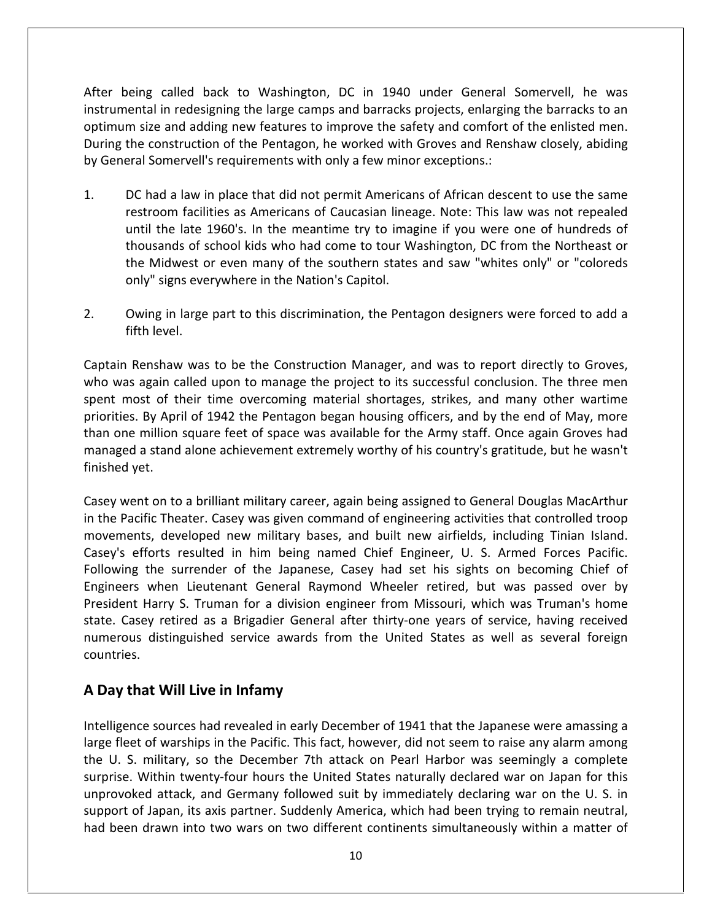After being called back to Washington, DC in 1940 under General Somervell, he was instrumental in redesigning the large camps and barracks projects, enlarging the barracks to an optimum size and adding new features to improve the safety and comfort of the enlisted men. During the construction of the Pentagon, he worked with Groves and Renshaw closely, abiding by General Somervell's requirements with only a few minor exceptions.:

1. DC had a law in place that did not permit Americans of African descent to use the same restroom facilities as Americans of Caucasian lineage. Note: This law was not repealed until the late 1960's. In the meantime try to imagine if you were one of hundreds of thousands of school kids who had come to tour Washington, DC from the Northeast or the Midwest or even many of the southern states and saw "whites only" or "coloreds only" signs everywhere in the Nation's Capitol.

2. Owing in large part to this discrimination, the Pentagon designers were forced to add a fifth level.

Captain Renshaw was to be the Construction Manager, and was to report directly to Groves, who was again called upon to manage the project to its successful conclusion. The three men spent most of their time overcoming material shortages, strikes, and many other wartime priorities. By April of 1942 the Pentagon began housing officers, and by the end of May, more than one million square feet of space was available for the Army staff. Once again Groves had managed a stand alone achievement extremely worthy of his country's gratitude, but he wasn't finished yet.

Casey went on to a brilliant military career, again being assigned to General Douglas MacArthur in the Pacific Theater. Casey was given command of engineering activities that controlled troop movements, developed new military bases, and built new airfields, including Tinian Island. Casey's efforts resulted in him being named Chief Engineer, U. S. Armed Forces Pacific. Following the surrender of the Japanese, Casey had set his sights on becoming Chief of Engineers when Lieutenant General Raymond Wheeler retired, but was passed over by President Harry S. Truman for a division engineer from Missouri, which was Truman's home state. Casey retired as a Brigadier General after thirty-one years of service, having received numerous distinguished service awards from the United States as well as several foreign countries.

## A Day that Will Live in Infamy

Intelligence sources had revealed in early December of 1941 that the Japanese were amassing a large fleet of warships in the Pacific. This fact, however, did not seem to raise any alarm among the U. S. military, so the December 7th attack on Pearl Harbor was seemingly a complete surprise. Within twenty-four hours the United States naturally declared war on Japan for this unprovoked attack, and Germany followed suit by immediately declaring war on the U. S. in support of Japan, its axis partner. Suddenly America, which had been trying to remain neutral, had been drawn into two wars on two different continents simultaneously within a matter of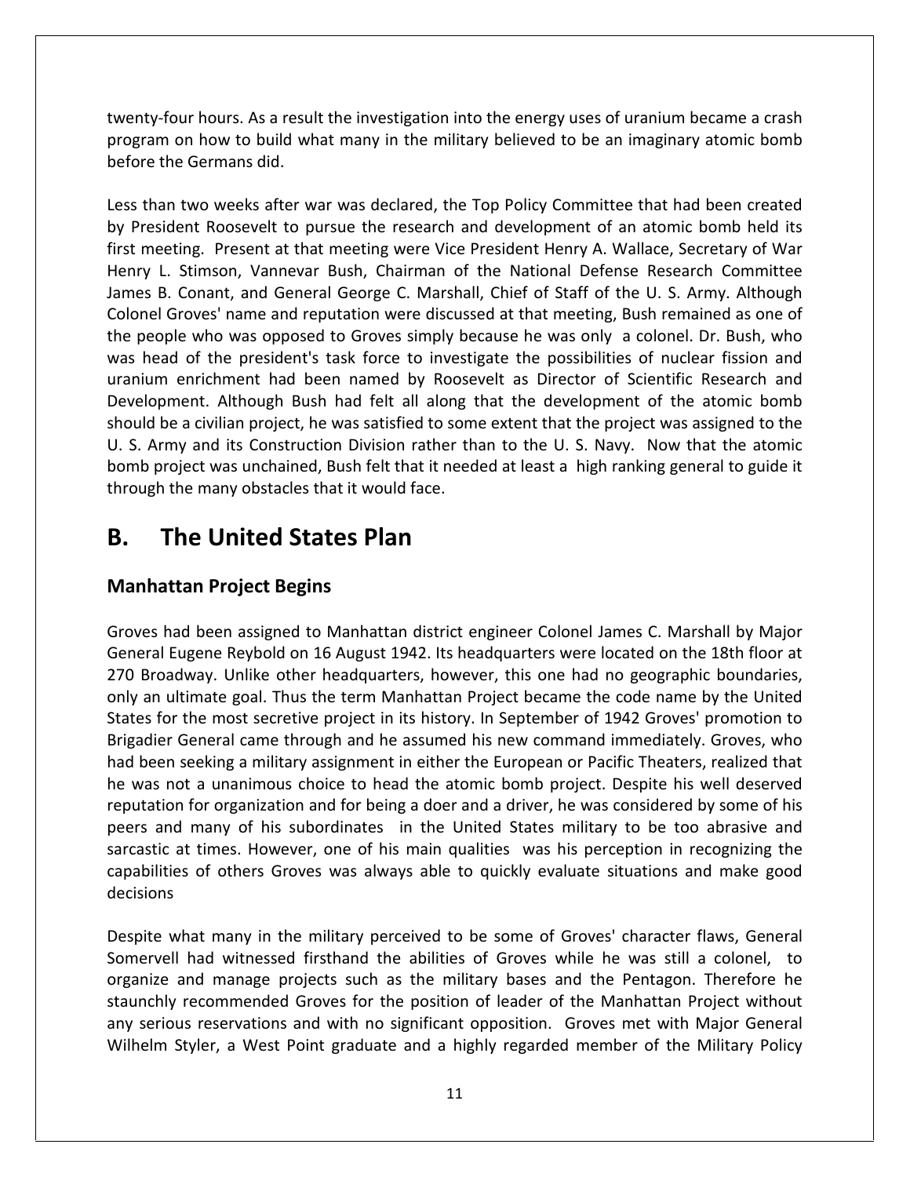twenty-four hours. As a result the investigation into the energy uses of uranium became a crash program on how to build what many in the military believed to be an imaginary atomic bomb before the Germans did.

Less than two weeks after war was declared, the Top Policy Committee that had been created by President Roosevelt to pursue the research and development of an atomic bomb held its first meeting. Present at that meeting were Vice President Henry A. Wallace, Secretary of War Henry L. Stimson, Vannevar Bush, Chairman of the National Defense Research Committee James B. Conant, and General George C. Marshall, Chief of Staff of the U. S. Army. Although Colonel Groves' name and reputation were discussed at that meeting, Bush remained as one of the people who was opposed to Groves simply because he was only a colonel. Dr. Bush, who was head of the president's task force to investigate the possibilities of nuclear fission and uranium enrichment had been named by Roosevelt as Director of Scientific Research and Development. Although Bush had felt all along that the development of the atomic bomb should be a civilian project, he was satisfied to some extent that the project was assigned to the U. S. Army and its Construction Division rather than to the U. S. Navy. Now that the atomic bomb project was unchained, Bush felt that it needed at least a high ranking general to guide it through the many obstacles that it would face.

# B. The United States Plan

## Manhattan Project Begins

Groves had been assigned to Manhattan district engineer Colonel James C. Marshall by Major General Eugene Reybold on 16 August 1942. Its headquarters were located on the 18th floor at 270 Broadway. Unlike other headquarters, however, this one had no geographic boundaries, only an ultimate goal. Thus the term Manhattan Project became the code name by the United States for the most secretive project in its history. In September of 1942 Groves' promotion to Brigadier General came through and he assumed his new command immediately. Groves, who had been seeking a military assignment in either the European or Pacific Theaters, realized that he was not a unanimous choice to head the atomic bomb project. Despite his well deserved reputation for organization and for being a doer and a driver, he was considered by some of his peers and many of his subordinates in the United States military to be too abrasive and sarcastic at times. However, one of his main qualities was his perception in recognizing the capabilities of others Groves was always able to quickly evaluate situations and make good decisions

Despite what many in the military perceived to be some of Groves' character flaws, General Somervell had witnessed firsthand the abilities of Groves while he was still a colonel, to organize and manage projects such as the military bases and the Pentagon. Therefore he staunchly recommended Groves for the position of leader of the Manhattan Project without any serious reservations and with no significant opposition. Groves met with Major General Wilhelm Styler, a West Point graduate and a highly regarded member of the Military Policy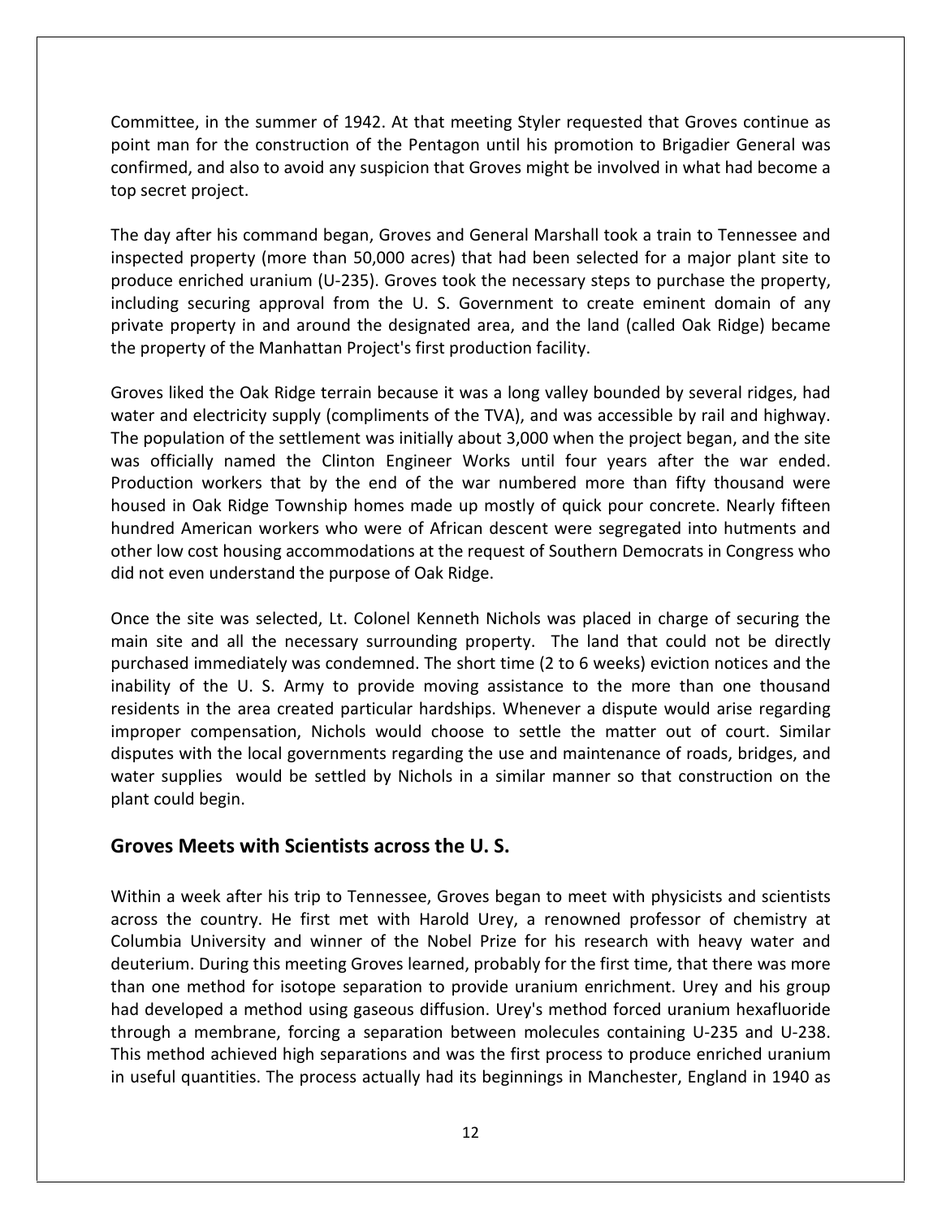Committee, in the summer of 1942. At that meeting Styler requested that Groves continue as point man for the construction of the Pentagon until his promotion to Brigadier General was confirmed, and also to avoid any suspicion that Groves might be involved in what had become a top secret project.

The day after his command began, Groves and General Marshall took a train to Tennessee and inspected property (more than 50,000 acres) that had been selected for a major plant site to produce enriched uranium (U-235). Groves took the necessary steps to purchase the property, including securing approval from the U. S. Government to create eminent domain of any private property in and around the designated area, and the land (called Oak Ridge) became the property of the Manhattan Project's first production facility.

Groves liked the Oak Ridge terrain because it was a long valley bounded by several ridges, had water and electricity supply (compliments of the TVA), and was accessible by rail and highway. The population of the settlement was initially about 3,000 when the project began, and the site was officially named the Clinton Engineer Works until four years after the war ended. Production workers that by the end of the war numbered more than fifty thousand were housed in Oak Ridge Township homes made up mostly of quick pour concrete. Nearly fifteen hundred American workers who were of African descent were segregated into hutments and other low cost housing accommodations at the request of Southern Democrats in Congress who did not even understand the purpose of Oak Ridge.

Once the site was selected, Lt. Colonel Kenneth Nichols was placed in charge of securing the main site and all the necessary surrounding property. The land that could not be directly purchased immediately was condemned. The short time (2 to 6 weeks) eviction notices and the inability of the U. S. Army to provide moving assistance to the more than one thousand residents in the area created particular hardships. Whenever a dispute would arise regarding improper compensation, Nichols would choose to settle the matter out of court. Similar disputes with the local governments regarding the use and maintenance of roads, bridges, and water supplies would be settled by Nichols in a similar manner so that construction on the plant could begin.

## Groves Meets with Scientists across the U. S.

Within a week after his trip to Tennessee, Groves began to meet with physicists and scientists across the country. He first met with Harold Urey, a renowned professor of chemistry at Columbia University and winner of the Nobel Prize for his research with heavy water and deuterium. During this meeting Groves learned, probably for the first time, that there was more than one method for isotope separation to provide uranium enrichment. Urey and his group had developed a method using gaseous diffusion. Urey's method forced uranium hexafluoride through a membrane, forcing a separation between molecules containing U-235 and U-238. This method achieved high separations and was the first process to produce enriched uranium in useful quantities. The process actually had its beginnings in Manchester, England in 1940 as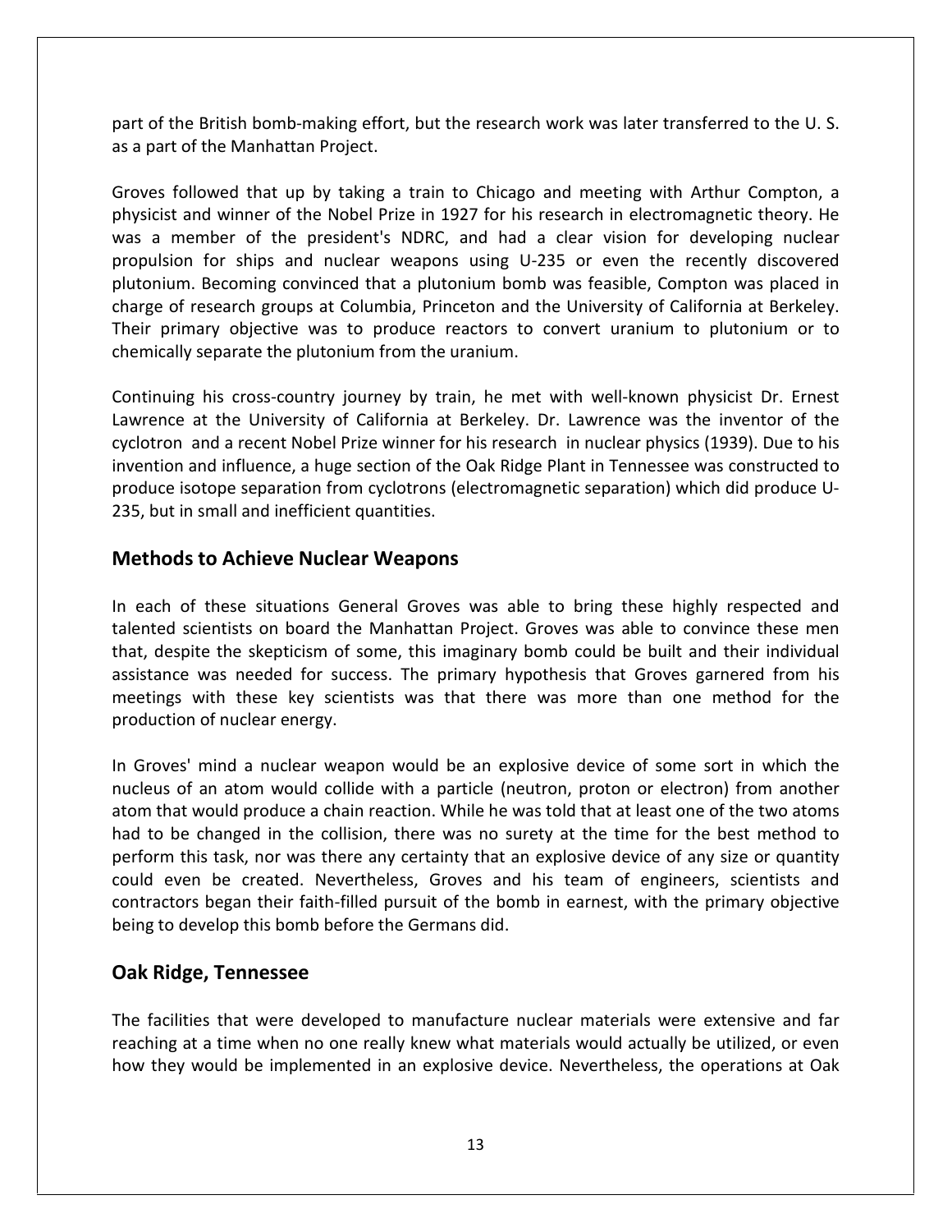part of the British bomb-making effort, but the research work was later transferred to the U. S. as a part of the Manhattan Project.

Groves followed that up by taking a train to Chicago and meeting with Arthur Compton, a physicist and winner of the Nobel Prize in 1927 for his research in electromagnetic theory. He was a member of the president's NDRC, and had a clear vision for developing nuclear propulsion for ships and nuclear weapons using U-235 or even the recently discovered plutonium. Becoming convinced that a plutonium bomb was feasible, Compton was placed in charge of research groups at Columbia, Princeton and the University of California at Berkeley. Their primary objective was to produce reactors to convert uranium to plutonium or to chemically separate the plutonium from the uranium.

Continuing his cross-country journey by train, he met with well-known physicist Dr. Ernest Lawrence at the University of California at Berkeley. Dr. Lawrence was the inventor of the cyclotron and a recent Nobel Prize winner for his research in nuclear physics (1939). Due to his invention and influence, a huge section of the Oak Ridge Plant in Tennessee was constructed to produce isotope separation from cyclotrons (electromagnetic separation) which did produce U-235, but in small and inefficient quantities.

## Methods to Achieve Nuclear Weapons

In each of these situations General Groves was able to bring these highly respected and talented scientists on board the Manhattan Project. Groves was able to convince these men that, despite the skepticism of some, this imaginary bomb could be built and their individual assistance was needed for success. The primary hypothesis that Groves garnered from his meetings with these key scientists was that there was more than one method for the production of nuclear energy.

In Groves' mind a nuclear weapon would be an explosive device of some sort in which the nucleus of an atom would collide with a particle (neutron, proton or electron) from another atom that would produce a chain reaction. While he was told that at least one of the two atoms had to be changed in the collision, there was no surety at the time for the best method to perform this task, nor was there any certainty that an explosive device of any size or quantity could even be created. Nevertheless, Groves and his team of engineers, scientists and contractors began their faith-filled pursuit of the bomb in earnest, with the primary objective being to develop this bomb before the Germans did.

## Oak Ridge, Tennessee

The facilities that were developed to manufacture nuclear materials were extensive and far reaching at a time when no one really knew what materials would actually be utilized, or even how they would be implemented in an explosive device. Nevertheless, the operations at Oak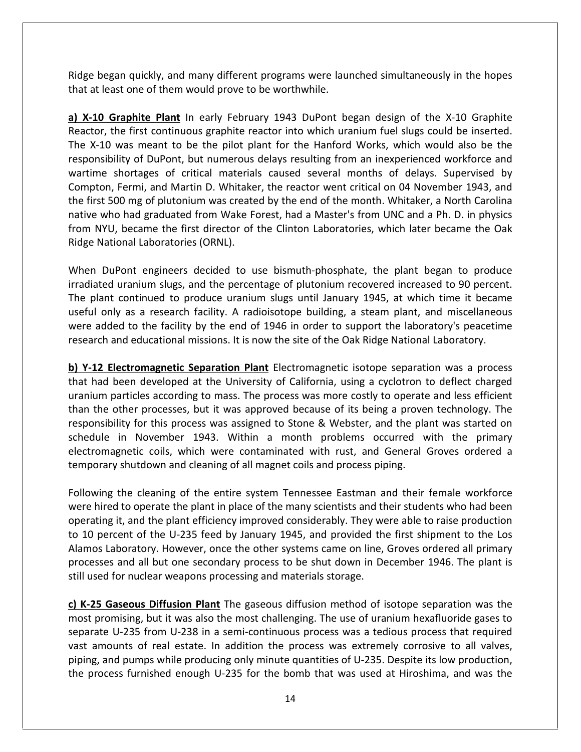Ridge began quickly, and many different programs were launched simultaneously in the hopes that at least one of them would prove to be worthwhile.

**a) X-10 Graphite Plant** In early February 1943 DuPont began design of the X-10 Graphite Reactor, the first continuous graphite reactor into which uranium fuel slugs could be inserted. The X-10 was meant to be the pilot plant for the Hanford Works, which would also be the responsibility of DuPont, but numerous delays resulting from an inexperienced workforce and wartime shortages of critical materials caused several months of delays. Supervised by Compton, Fermi, and Martin D. Whitaker, the reactor went critical on 04 November 1943, and the first 500 mg of plutonium was created by the end of the month. Whitaker, a North Carolina native who had graduated from Wake Forest, had a Master's from UNC and a Ph. D. in physics from NYU, became the first director of the Clinton Laboratories, which later became the Oak Ridge National Laboratories (ORNL).

When DuPont engineers decided to use bismuth-phosphate, the plant began to produce irradiated uranium slugs, and the percentage of plutonium recovered increased to 90 percent. The plant continued to produce uranium slugs until January 1945, at which time it became useful only as a research facility. A radioisotope building, a steam plant, and miscellaneous were added to the facility by the end of 1946 in order to support the laboratory's peacetime research and educational missions. It is now the site of the Oak Ridge National Laboratory.

**b) Y-12 Electromagnetic Separation Plant** Electromagnetic isotope separation was a process that had been developed at the University of California, using a cyclotron to deflect charged uranium particles according to mass. The process was more costly to operate and less efficient than the other processes, but it was approved because of its being a proven technology. The responsibility for this process was assigned to Stone & Webster, and the plant was started on schedule in November 1943. Within a month problems occurred with the primary electromagnetic coils, which were contaminated with rust, and General Groves ordered a temporary shutdown and cleaning of all magnet coils and process piping.

Following the cleaning of the entire system Tennessee Eastman and their female workforce were hired to operate the plant in place of the many scientists and their students who had been operating it, and the plant efficiency improved considerably. They were able to raise production to 10 percent of the U-235 feed by January 1945, and provided the first shipment to the Los Alamos Laboratory. However, once the other systems came on line, Groves ordered all primary processes and all but one secondary process to be shut down in December 1946. The plant is still used for nuclear weapons processing and materials storage.

**c) K-25 Gaseous Diffusion Plant** The gaseous diffusion method of isotope separation was the most promising, but it was also the most challenging. The use of uranium hexafluoride gases to separate U-235 from U-238 in a semi-continuous process was a tedious process that required vast amounts of real estate. In addition the process was extremely corrosive to all valves, piping, and pumps while producing only minute quantities of U-235. Despite its low production, the process furnished enough U-235 for the bomb that was used at Hiroshima, and was the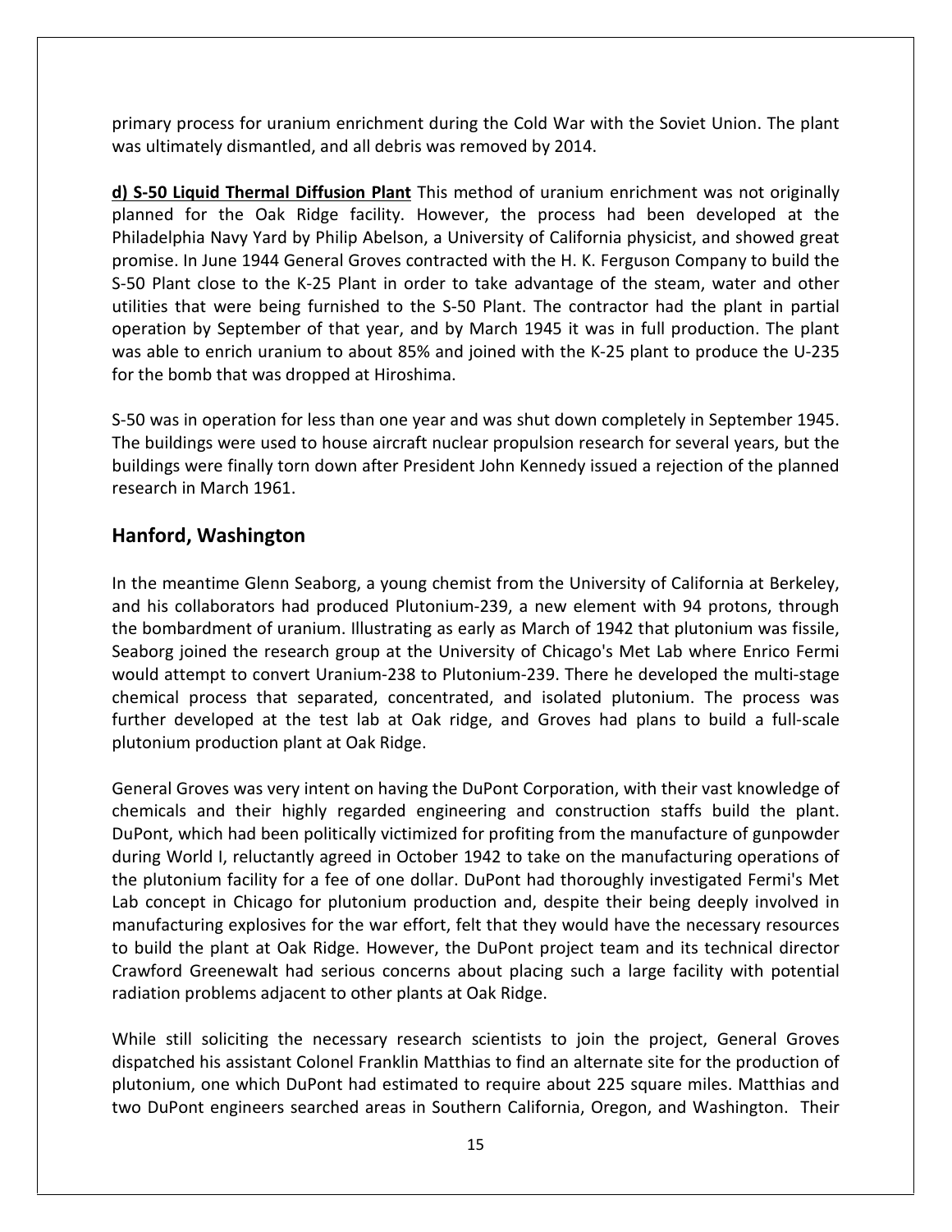primary process for uranium enrichment during the Cold War with the Soviet Union. The plant was ultimately dismantled, and all debris was removed by 2014.

**d) S-50 Liquid Thermal Diffusion Plant** This method of uranium enrichment was not originally planned for the Oak Ridge facility. However, the process had been developed at the Philadelphia Navy Yard by Philip Abelson, a University of California physicist, and showed great promise. In June 1944 General Groves contracted with the H. K. Ferguson Company to build the S-50 Plant close to the K-25 Plant in order to take advantage of the steam, water and other utilities that were being furnished to the S-50 Plant. The contractor had the plant in partial operation by September of that year, and by March 1945 it was in full production. The plant was able to enrich uranium to about 85% and joined with the K-25 plant to produce the U-235 for the bomb that was dropped at Hiroshima.

S-50 was in operation for less than one year and was shut down completely in September 1945. The buildings were used to house aircraft nuclear propulsion research for several years, but the buildings were finally torn down after President John Kennedy issued a rejection of the planned research in March 1961.

## Hanford, Washington

In the meantime Glenn Seaborg, a young chemist from the University of California at Berkeley, and his collaborators had produced Plutonium-239, a new element with 94 protons, through the bombardment of uranium. Illustrating as early as March of 1942 that plutonium was fissile, Seaborg joined the research group at the University of Chicago's Met Lab where Enrico Fermi would attempt to convert Uranium-238 to Plutonium-239. There he developed the multi-stage chemical process that separated, concentrated, and isolated plutonium. The process was further developed at the test lab at Oak ridge, and Groves had plans to build a full-scale plutonium production plant at Oak Ridge.

General Groves was very intent on having the DuPont Corporation, with their vast knowledge of chemicals and their highly regarded engineering and construction staffs build the plant. DuPont, which had been politically victimized for profiting from the manufacture of gunpowder during World I, reluctantly agreed in October 1942 to take on the manufacturing operations of the plutonium facility for a fee of one dollar. DuPont had thoroughly investigated Fermi's Met Lab concept in Chicago for plutonium production and, despite their being deeply involved in manufacturing explosives for the war effort, felt that they would have the necessary resources to build the plant at Oak Ridge. However, the DuPont project team and its technical director Crawford Greenewalt had serious concerns about placing such a large facility with potential radiation problems adjacent to other plants at Oak Ridge.

While still soliciting the necessary research scientists to join the project, General Groves dispatched his assistant Colonel Franklin Matthias to find an alternate site for the production of plutonium, one which DuPont had estimated to require about 225 square miles. Matthias and two DuPont engineers searched areas in Southern California, Oregon, and Washington. Their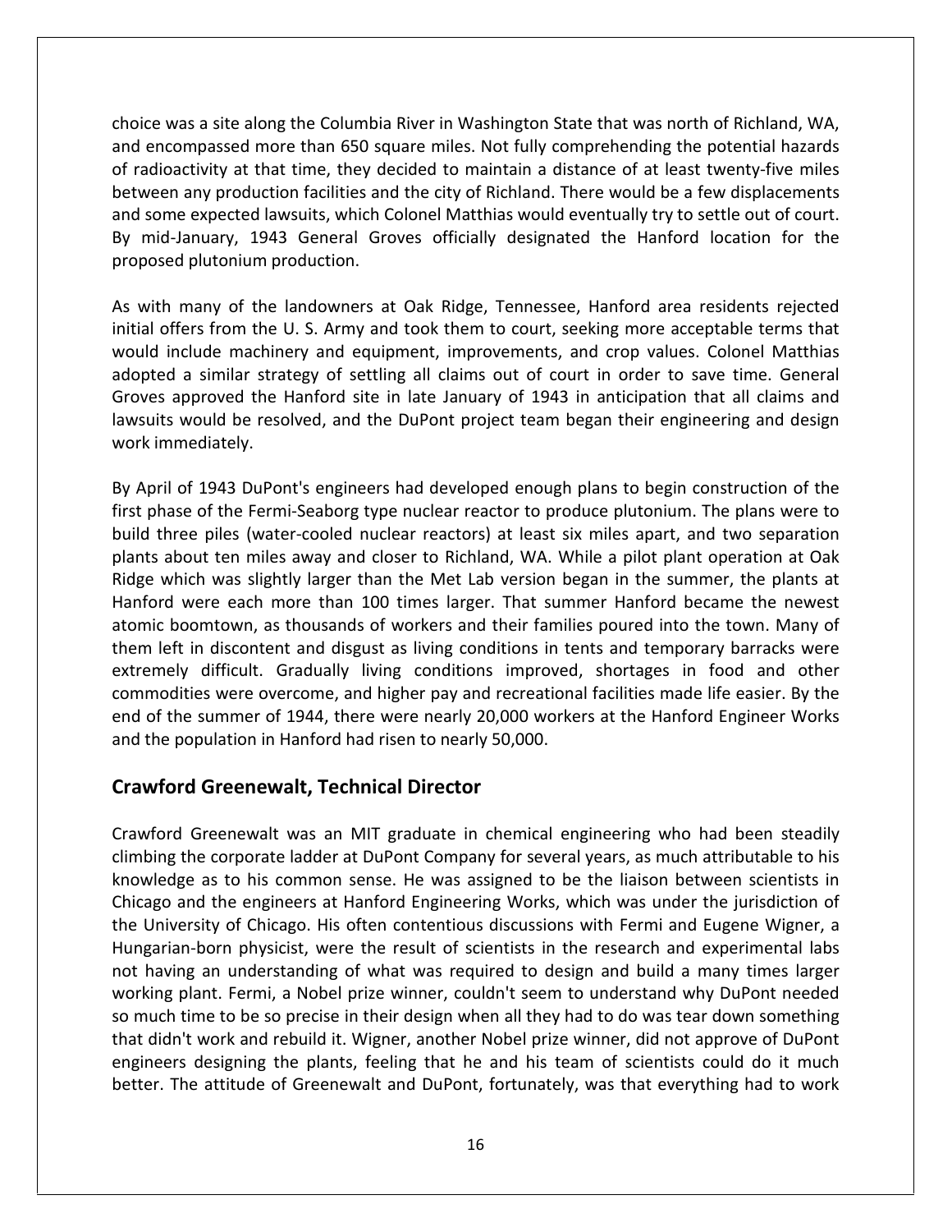choice was a site along the Columbia River in Washington State that was north of Richland, WA, and encompassed more than 650 square miles. Not fully comprehending the potential hazards of radioactivity at that time, they decided to maintain a distance of at least twenty-five miles between any production facilities and the city of Richland. There would be a few displacements and some expected lawsuits, which Colonel Matthias would eventually try to settle out of court. By mid-January, 1943 General Groves officially designated the Hanford location for the proposed plutonium production.

As with many of the landowners at Oak Ridge, Tennessee, Hanford area residents rejected initial offers from the U. S. Army and took them to court, seeking more acceptable terms that would include machinery and equipment, improvements, and crop values. Colonel Matthias adopted a similar strategy of settling all claims out of court in order to save time. General Groves approved the Hanford site in late January of 1943 in anticipation that all claims and lawsuits would be resolved, and the DuPont project team began their engineering and design work immediately.

By April of 1943 DuPont's engineers had developed enough plans to begin construction of the first phase of the Fermi-Seaborg type nuclear reactor to produce plutonium. The plans were to build three piles (water-cooled nuclear reactors) at least six miles apart, and two separation plants about ten miles away and closer to Richland, WA. While a pilot plant operation at Oak Ridge which was slightly larger than the Met Lab version began in the summer, the plants at Hanford were each more than 100 times larger. That summer Hanford became the newest atomic boomtown, as thousands of workers and their families poured into the town. Many of them left in discontent and disgust as living conditions in tents and temporary barracks were extremely difficult. Gradually living conditions improved, shortages in food and other commodities were overcome, and higher pay and recreational facilities made life easier. By the end of the summer of 1944, there were nearly 20,000 workers at the Hanford Engineer Works and the population in Hanford had risen to nearly 50,000.

## Crawford Greenewalt, Technical Director

Crawford Greenewalt was an MIT graduate in chemical engineering who had been steadily climbing the corporate ladder at DuPont Company for several years, as much attributable to his knowledge as to his common sense. He was assigned to be the liaison between scientists in Chicago and the engineers at Hanford Engineering Works, which was under the jurisdiction of the University of Chicago. His often contentious discussions with Fermi and Eugene Wigner, a Hungarian-born physicist, were the result of scientists in the research and experimental labs not having an understanding of what was required to design and build a many times larger working plant. Fermi, a Nobel prize winner, couldn't seem to understand why DuPont needed so much time to be so precise in their design when all they had to do was tear down something that didn't work and rebuild it. Wigner, another Nobel prize winner, did not approve of DuPont engineers designing the plants, feeling that he and his team of scientists could do it much better. The attitude of Greenewalt and DuPont, fortunately, was that everything had to work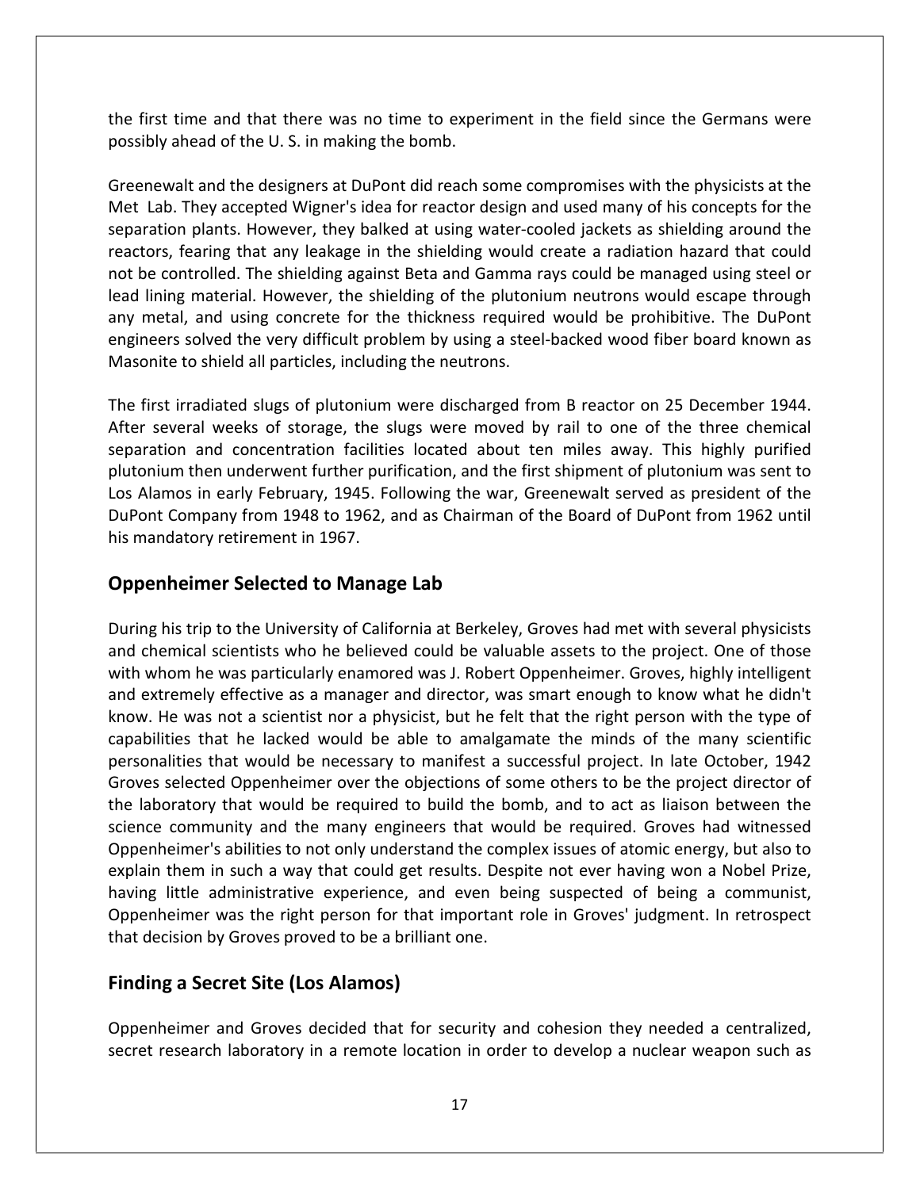the first time and that there was no time to experiment in the field since the Germans were possibly ahead of the U. S. in making the bomb.

Greenewalt and the designers at DuPont did reach some compromises with the physicists at the Met Lab. They accepted Wigner's idea for reactor design and used many of his concepts for the separation plants. However, they balked at using water-cooled jackets as shielding around the reactors, fearing that any leakage in the shielding would create a radiation hazard that could not be controlled. The shielding against Beta and Gamma rays could be managed using steel or lead lining material. However, the shielding of the plutonium neutrons would escape through any metal, and using concrete for the thickness required would be prohibitive. The DuPont engineers solved the very difficult problem by using a steel-backed wood fiber board known as Masonite to shield all particles, including the neutrons.

The first irradiated slugs of plutonium were discharged from B reactor on 25 December 1944. After several weeks of storage, the slugs were moved by rail to one of the three chemical separation and concentration facilities located about ten miles away. This highly purified plutonium then underwent further purification, and the first shipment of plutonium was sent to Los Alamos in early February, 1945. Following the war, Greenewalt served as president of the DuPont Company from 1948 to 1962, and as Chairman of the Board of DuPont from 1962 until his mandatory retirement in 1967.

## Oppenheimer Selected to Manage Lab

During his trip to the University of California at Berkeley, Groves had met with several physicists and chemical scientists who he believed could be valuable assets to the project. One of those with whom he was particularly enamored was J. Robert Oppenheimer. Groves, highly intelligent and extremely effective as a manager and director, was smart enough to know what he didn't know. He was not a scientist nor a physicist, but he felt that the right person with the type of capabilities that he lacked would be able to amalgamate the minds of the many scientific personalities that would be necessary to manifest a successful project. In late October, 1942 Groves selected Oppenheimer over the objections of some others to be the project director of the laboratory that would be required to build the bomb, and to act as liaison between the science community and the many engineers that would be required. Groves had witnessed Oppenheimer's abilities to not only understand the complex issues of atomic energy, but also to explain them in such a way that could get results. Despite not ever having won a Nobel Prize, having little administrative experience, and even being suspected of being a communist, Oppenheimer was the right person for that important role in Groves' judgment. In retrospect that decision by Groves proved to be a brilliant one.

## Finding a Secret Site (Los Alamos)

Oppenheimer and Groves decided that for security and cohesion they needed a centralized, secret research laboratory in a remote location in order to develop a nuclear weapon such as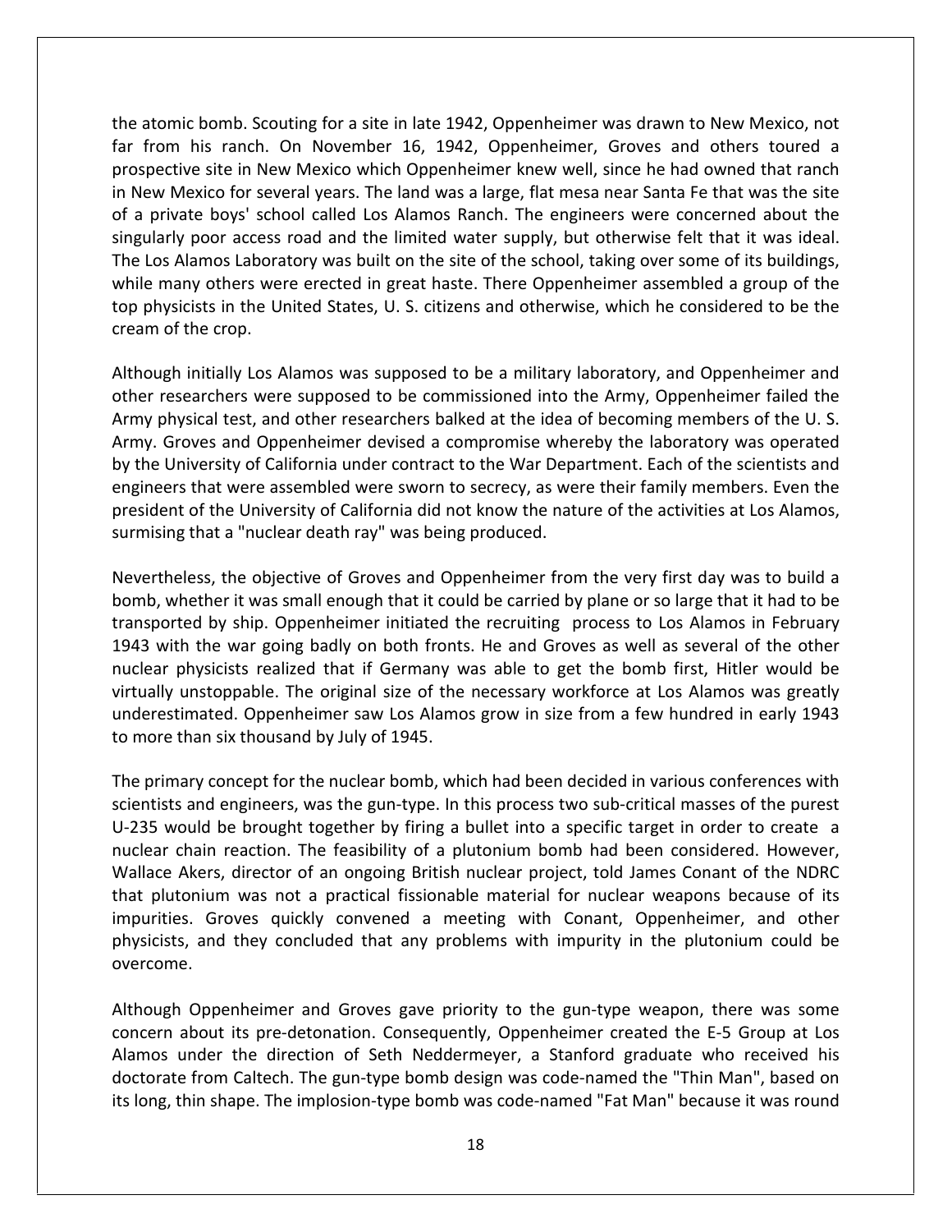the atomic bomb. Scouting for a site in late 1942, Oppenheimer was drawn to New Mexico, not far from his ranch. On November 16, 1942, Oppenheimer, Groves and others toured a prospective site in New Mexico which Oppenheimer knew well, since he had owned that ranch in New Mexico for several years. The land was a large, flat mesa near Santa Fe that was the site of a private boys' school called Los Alamos Ranch. The engineers were concerned about the singularly poor access road and the limited water supply, but otherwise felt that it was ideal. The Los Alamos Laboratory was built on the site of the school, taking over some of its buildings, while many others were erected in great haste. There Oppenheimer assembled a group of the top physicists in the United States, U. S. citizens and otherwise, which he considered to be the cream of the crop.

Although initially Los Alamos was supposed to be a military laboratory, and Oppenheimer and other researchers were supposed to be commissioned into the Army, Oppenheimer failed the Army physical test, and other researchers balked at the idea of becoming members of the U. S. Army. Groves and Oppenheimer devised a compromise whereby the laboratory was operated by the University of California under contract to the War Department. Each of the scientists and engineers that were assembled were sworn to secrecy, as were their family members. Even the president of the University of California did not know the nature of the activities at Los Alamos, surmising that a "nuclear death ray" was being produced.

Nevertheless, the objective of Groves and Oppenheimer from the very first day was to build a bomb, whether it was small enough that it could be carried by plane or so large that it had to be transported by ship. Oppenheimer initiated the recruiting process to Los Alamos in February 1943 with the war going badly on both fronts. He and Groves as well as several of the other nuclear physicists realized that if Germany was able to get the bomb first, Hitler would be virtually unstoppable. The original size of the necessary workforce at Los Alamos was greatly underestimated. Oppenheimer saw Los Alamos grow in size from a few hundred in early 1943 to more than six thousand by July of 1945.

The primary concept for the nuclear bomb, which had been decided in various conferences with scientists and engineers, was the gun-type. In this process two sub-critical masses of the purest U-235 would be brought together by firing a bullet into a specific target in order to create a nuclear chain reaction. The feasibility of a plutonium bomb had been considered. However, Wallace Akers, director of an ongoing British nuclear project, told James Conant of the NDRC that plutonium was not a practical fissionable material for nuclear weapons because of its impurities. Groves quickly convened a meeting with Conant, Oppenheimer, and other physicists, and they concluded that any problems with impurity in the plutonium could be overcome.

Although Oppenheimer and Groves gave priority to the gun-type weapon, there was some concern about its pre-detonation. Consequently, Oppenheimer created the E-5 Group at Los Alamos under the direction of Seth Neddermeyer, a Stanford graduate who received his doctorate from Caltech. The gun-type bomb design was code-named the "Thin Man", based on its long, thin shape. The implosion-type bomb was code-named "Fat Man" because it was round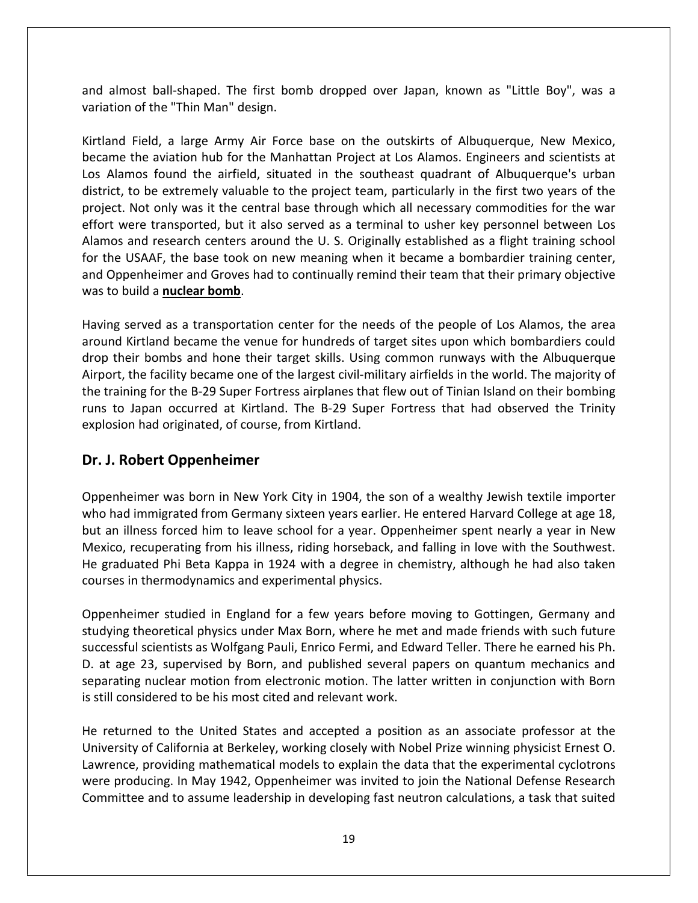and almost ball-shaped. The first bomb dropped over Japan, known as "Little Boy", was a variation of the "Thin Man" design.

Kirtland Field, a large Army Air Force base on the outskirts of Albuquerque, New Mexico, became the aviation hub for the Manhattan Project at Los Alamos. Engineers and scientists at Los Alamos found the airfield, situated in the southeast quadrant of Albuquerque's urban district, to be extremely valuable to the project team, particularly in the first two years of the project. Not only was it the central base through which all necessary commodities for the war effort were transported, but it also served as a terminal to usher key personnel between Los Alamos and research centers around the U. S. Originally established as a flight training school for the USAAF, the base took on new meaning when it became a bombardier training center, and Oppenheimer and Groves had to continually remind their team that their primary objective was to build a **nuclear bomb**.

Having served as a transportation center for the needs of the people of Los Alamos, the area around Kirtland became the venue for hundreds of target sites upon which bombardiers could drop their bombs and hone their target skills. Using common runways with the Albuquerque Airport, the facility became one of the largest civil-military airfields in the world. The majority of the training for the B-29 Super Fortress airplanes that flew out of Tinian Island on their bombing runs to Japan occurred at Kirtland. The B-29 Super Fortress that had observed the Trinity explosion had originated, of course, from Kirtland.

## Dr. J. Robert Oppenheimer

Oppenheimer was born in New York City in 1904, the son of a wealthy Jewish textile importer who had immigrated from Germany sixteen years earlier. He entered Harvard College at age 18, but an illness forced him to leave school for a year. Oppenheimer spent nearly a year in New Mexico, recuperating from his illness, riding horseback, and falling in love with the Southwest. He graduated Phi Beta Kappa in 1924 with a degree in chemistry, although he had also taken courses in thermodynamics and experimental physics.

Oppenheimer studied in England for a few years before moving to Gottingen, Germany and studying theoretical physics under Max Born, where he met and made friends with such future successful scientists as Wolfgang Pauli, Enrico Fermi, and Edward Teller. There he earned his Ph. D. at age 23, supervised by Born, and published several papers on quantum mechanics and separating nuclear motion from electronic motion. The latter written in conjunction with Born is still considered to be his most cited and relevant work.

He returned to the United States and accepted a position as an associate professor at the University of California at Berkeley, working closely with Nobel Prize winning physicist Ernest O. Lawrence, providing mathematical models to explain the data that the experimental cyclotrons were producing. In May 1942, Oppenheimer was invited to join the National Defense Research Committee and to assume leadership in developing fast neutron calculations, a task that suited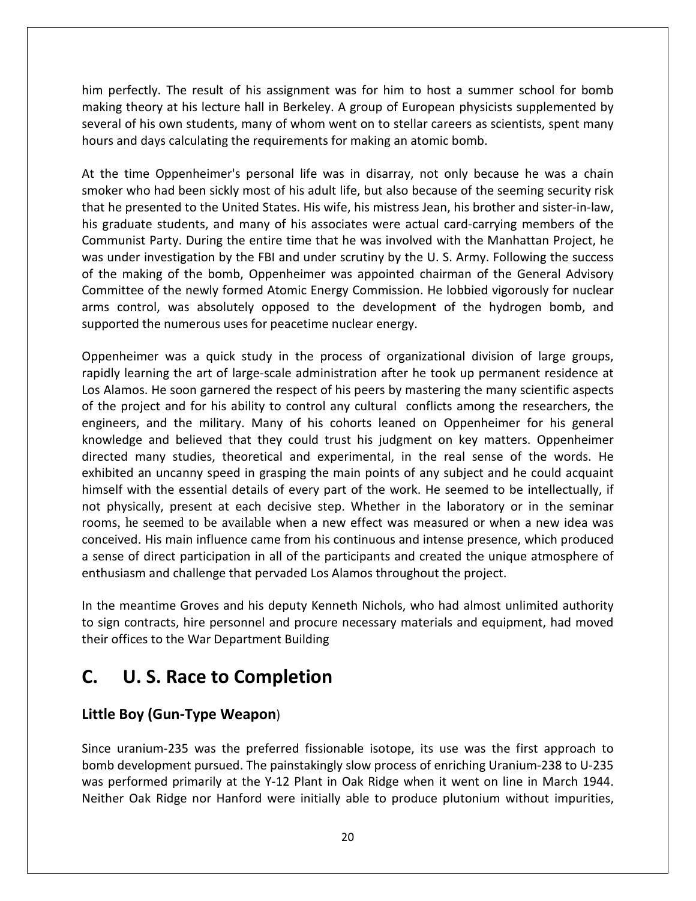him perfectly. The result of his assignment was for him to host a summer school for bomb making theory at his lecture hall in Berkeley. A group of European physicists supplemented by several of his own students, many of whom went on to stellar careers as scientists, spent many hours and days calculating the requirements for making an atomic bomb.

At the time Oppenheimer's personal life was in disarray, not only because he was a chain smoker who had been sickly most of his adult life, but also because of the seeming security risk that he presented to the United States. His wife, his mistress Jean, his brother and sister-in-law, his graduate students, and many of his associates were actual card-carrying members of the Communist Party. During the entire time that he was involved with the Manhattan Project, he was under investigation by the FBI and under scrutiny by the U. S. Army. Following the success of the making of the bomb, Oppenheimer was appointed chairman of the General Advisory Committee of the newly formed Atomic Energy Commission. He lobbied vigorously for nuclear arms control, was absolutely opposed to the development of the hydrogen bomb, and supported the numerous uses for peacetime nuclear energy.

Oppenheimer was a quick study in the process of organizational division of large groups, rapidly learning the art of large-scale administration after he took up permanent residence at Los Alamos. He soon garnered the respect of his peers by mastering the many scientific aspects of the project and for his ability to control any cultural conflicts among the researchers, the engineers, and the military. Many of his cohorts leaned on Oppenheimer for his general knowledge and believed that they could trust his judgment on key matters. Oppenheimer directed many studies, theoretical and experimental, in the real sense of the words. He exhibited an uncanny speed in grasping the main points of any subject and he could acquaint himself with the essential details of every part of the work. He seemed to be intellectually, if not physically, present at each decisive step. Whether in the laboratory or in the seminar rooms, he seemed to be available when a new effect was measured or when a new idea was conceived. His main influence came from his continuous and intense presence, which produced a sense of direct participation in all of the participants and created the unique atmosphere of enthusiasm and challenge that pervaded Los Alamos throughout the project.

In the meantime Groves and his deputy Kenneth Nichols, who had almost unlimited authority to sign contracts, hire personnel and procure necessary materials and equipment, had moved their offices to the War Department Building

## C. U. S. Race to Completion

### Little Boy (Gun-Type Weapon)

Since uranium-235 was the preferred fissionable isotope, its use was the first approach to bomb development pursued. The painstakingly slow process of enriching Uranium-238 to U-235 was performed primarily at the Y-12 Plant in Oak Ridge when it went on line in March 1944. Neither Oak Ridge nor Hanford were initially able to produce plutonium without impurities,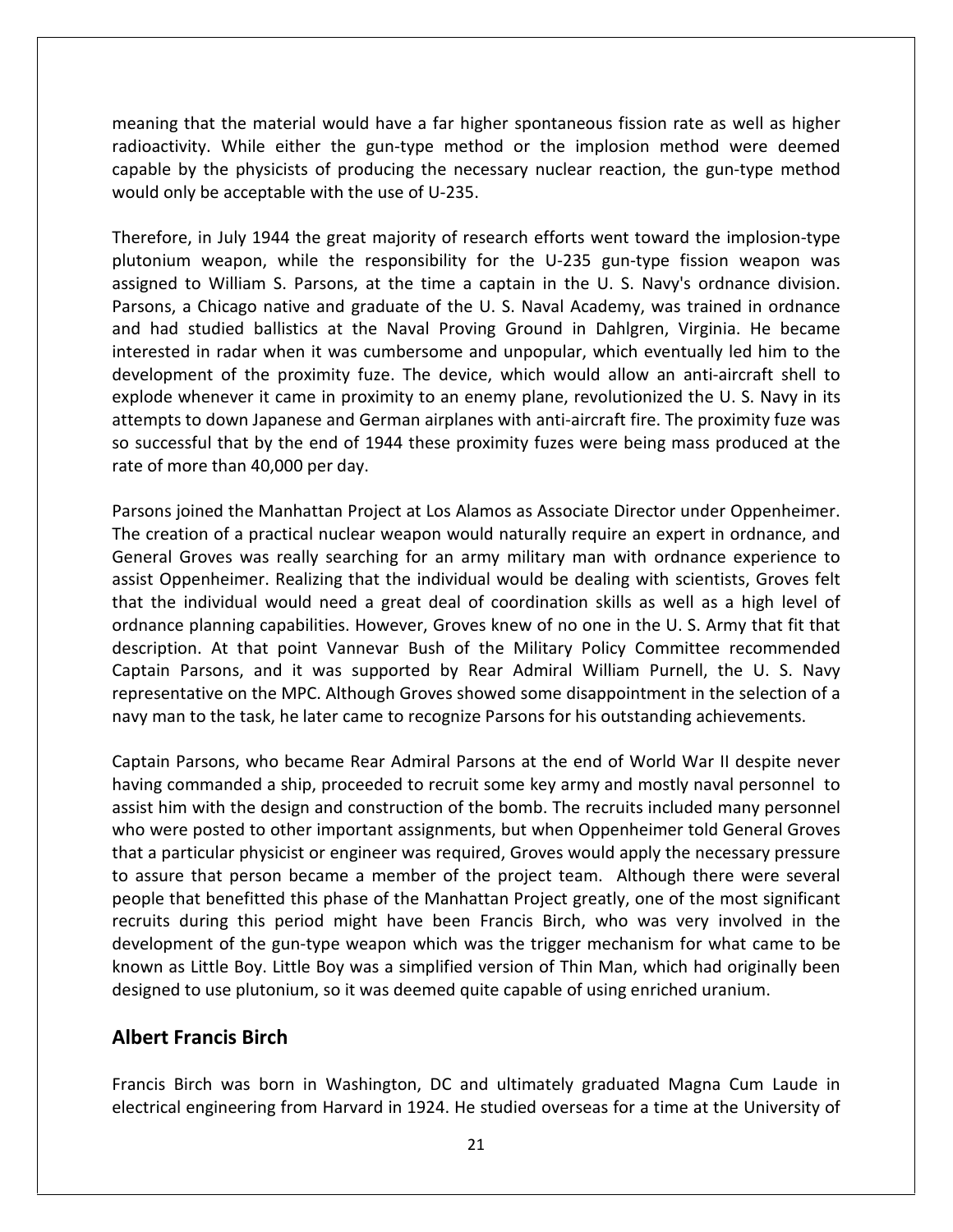meaning that the material would have a far higher spontaneous fission rate as well as higher radioactivity. While either the gun-type method or the implosion method were deemed capable by the physicists of producing the necessary nuclear reaction, the gun-type method would only be acceptable with the use of U-235.

Therefore, in July 1944 the great majority of research efforts went toward the implosion-type plutonium weapon, while the responsibility for the U-235 gun-type fission weapon was assigned to William S. Parsons, at the time a captain in the U. S. Navy's ordnance division. Parsons, a Chicago native and graduate of the U. S. Naval Academy, was trained in ordnance and had studied ballistics at the Naval Proving Ground in Dahlgren, Virginia. He became interested in radar when it was cumbersome and unpopular, which eventually led him to the development of the proximity fuze. The device, which would allow an anti-aircraft shell to explode whenever it came in proximity to an enemy plane, revolutionized the U. S. Navy in its attempts to down Japanese and German airplanes with anti-aircraft fire. The proximity fuze was so successful that by the end of 1944 these proximity fuzes were being mass produced at the rate of more than 40,000 per day.

Parsons joined the Manhattan Project at Los Alamos as Associate Director under Oppenheimer. The creation of a practical nuclear weapon would naturally require an expert in ordnance, and General Groves was really searching for an army military man with ordnance experience to assist Oppenheimer. Realizing that the individual would be dealing with scientists, Groves felt that the individual would need a great deal of coordination skills as well as a high level of ordnance planning capabilities. However, Groves knew of no one in the U. S. Army that fit that description. At that point Vannevar Bush of the Military Policy Committee recommended Captain Parsons, and it was supported by Rear Admiral William Purnell, the U. S. Navy representative on the MPC. Although Groves showed some disappointment in the selection of a navy man to the task, he later came to recognize Parsons for his outstanding achievements.

Captain Parsons, who became Rear Admiral Parsons at the end of World War II despite never having commanded a ship, proceeded to recruit some key army and mostly naval personnel to assist him with the design and construction of the bomb. The recruits included many personnel who were posted to other important assignments, but when Oppenheimer told General Groves that a particular physicist or engineer was required, Groves would apply the necessary pressure to assure that person became a member of the project team. Although there were several people that benefitted this phase of the Manhattan Project greatly, one of the most significant recruits during this period might have been Francis Birch, who was very involved in the development of the gun-type weapon which was the trigger mechanism for what came to be known as Little Boy. Little Boy was a simplified version of Thin Man, which had originally been designed to use plutonium, so it was deemed quite capable of using enriched uranium.

## Albert Francis Birch

Francis Birch was born in Washington, DC and ultimately graduated Magna Cum Laude in electrical engineering from Harvard in 1924. He studied overseas for a time at the University of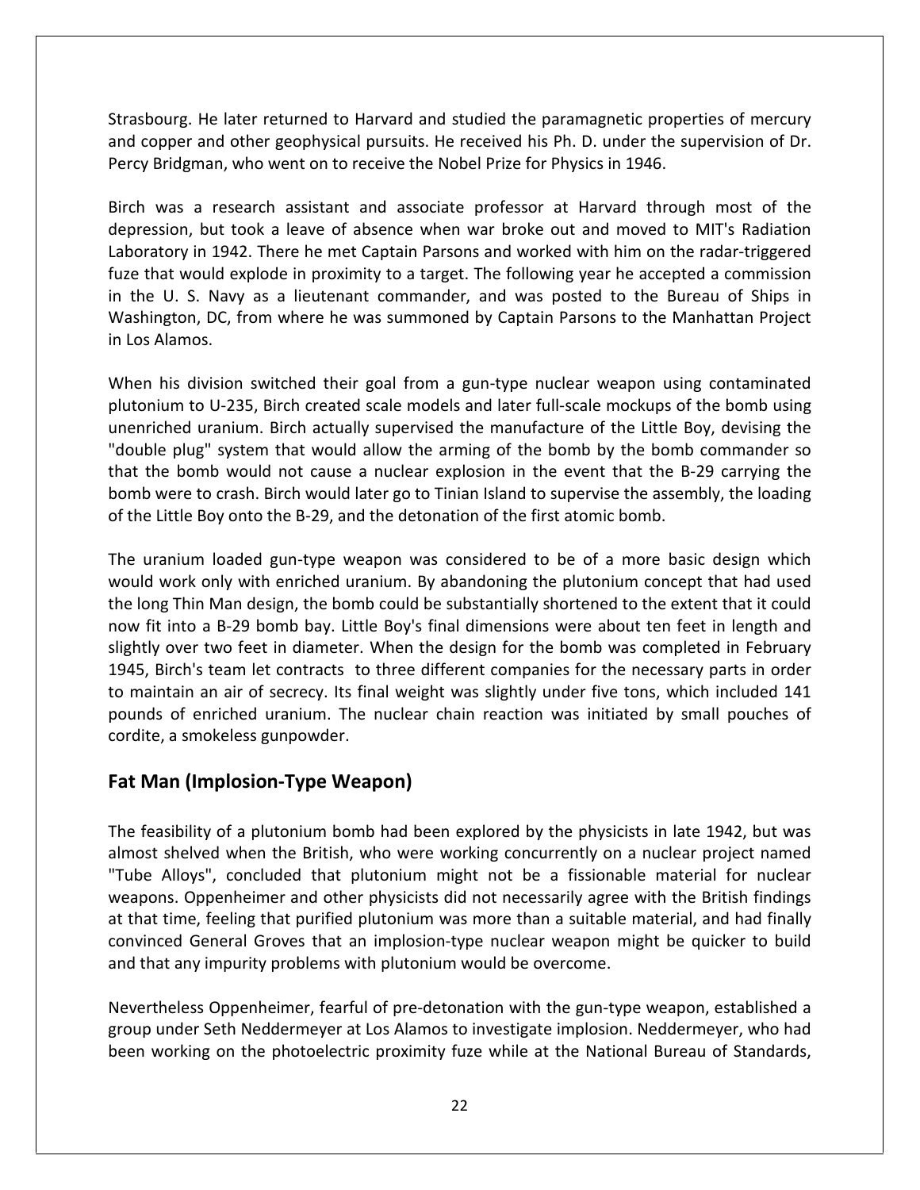Strasbourg. He later returned to Harvard and studied the paramagnetic properties of mercury and copper and other geophysical pursuits. He received his Ph. D. under the supervision of Dr. Percy Bridgman, who went on to receive the Nobel Prize for Physics in 1946.

Birch was a research assistant and associate professor at Harvard through most of the depression, but took a leave of absence when war broke out and moved to MIT's Radiation Laboratory in 1942. There he met Captain Parsons and worked with him on the radar-triggered fuze that would explode in proximity to a target. The following year he accepted a commission in the U. S. Navy as a lieutenant commander, and was posted to the Bureau of Ships in Washington, DC, from where he was summoned by Captain Parsons to the Manhattan Project in Los Alamos.

When his division switched their goal from a gun-type nuclear weapon using contaminated plutonium to U-235, Birch created scale models and later full-scale mockups of the bomb using unenriched uranium. Birch actually supervised the manufacture of the Little Boy, devising the "double plug" system that would allow the arming of the bomb by the bomb commander so that the bomb would not cause a nuclear explosion in the event that the B-29 carrying the bomb were to crash. Birch would later go to Tinian Island to supervise the assembly, the loading of the Little Boy onto the B-29, and the detonation of the first atomic bomb.

The uranium loaded gun-type weapon was considered to be of a more basic design which would work only with enriched uranium. By abandoning the plutonium concept that had used the long Thin Man design, the bomb could be substantially shortened to the extent that it could now fit into a B-29 bomb bay. Little Boy's final dimensions were about ten feet in length and slightly over two feet in diameter. When the design for the bomb was completed in February 1945, Birch's team let contracts to three different companies for the necessary parts in order to maintain an air of secrecy. Its final weight was slightly under five tons, which included 141 pounds of enriched uranium. The nuclear chain reaction was initiated by small pouches of cordite, a smokeless gunpowder.

## Fat Man (Implosion-Type Weapon)

The feasibility of a plutonium bomb had been explored by the physicists in late 1942, but was almost shelved when the British, who were working concurrently on a nuclear project named "Tube Alloys", concluded that plutonium might not be a fissionable material for nuclear weapons. Oppenheimer and other physicists did not necessarily agree with the British findings at that time, feeling that purified plutonium was more than a suitable material, and had finally convinced General Groves that an implosion-type nuclear weapon might be quicker to build and that any impurity problems with plutonium would be overcome.

Nevertheless Oppenheimer, fearful of pre-detonation with the gun-type weapon, established a group under Seth Neddermeyer at Los Alamos to investigate implosion. Neddermeyer, who had been working on the photoelectric proximity fuze while at the National Bureau of Standards,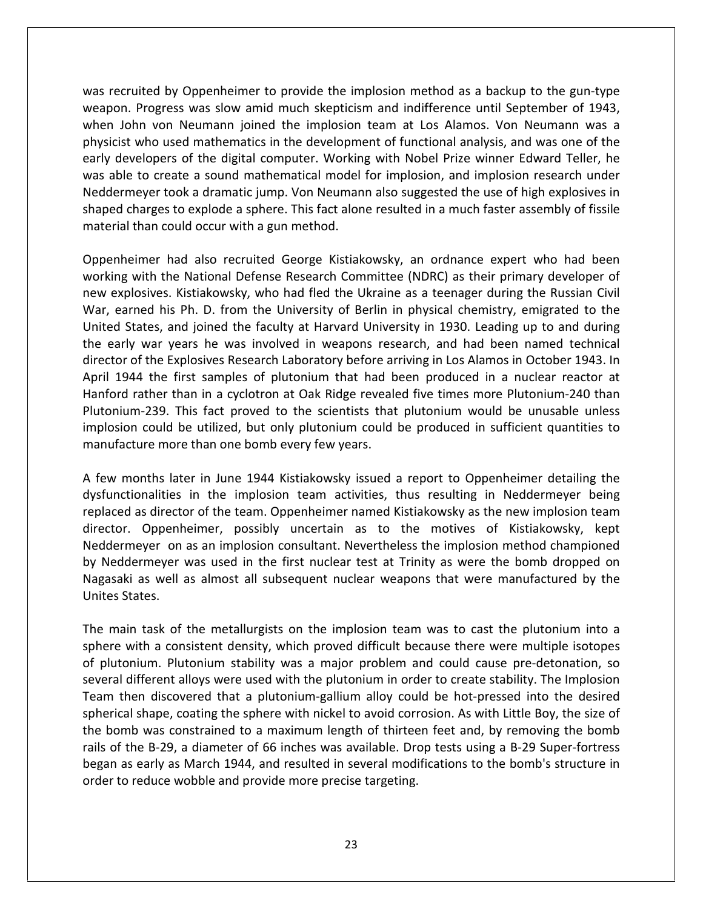was recruited by Oppenheimer to provide the implosion method as a backup to the gun-type weapon. Progress was slow amid much skepticism and indifference until September of 1943, when John von Neumann joined the implosion team at Los Alamos. Von Neumann was a physicist who used mathematics in the development of functional analysis, and was one of the early developers of the digital computer. Working with Nobel Prize winner Edward Teller, he was able to create a sound mathematical model for implosion, and implosion research under Neddermeyer took a dramatic jump. Von Neumann also suggested the use of high explosives in shaped charges to explode a sphere. This fact alone resulted in a much faster assembly of fissile material than could occur with a gun method.

Oppenheimer had also recruited George Kistiakowsky, an ordnance expert who had been working with the National Defense Research Committee (NDRC) as their primary developer of new explosives. Kistiakowsky, who had fled the Ukraine as a teenager during the Russian Civil War, earned his Ph. D. from the University of Berlin in physical chemistry, emigrated to the United States, and joined the faculty at Harvard University in 1930. Leading up to and during the early war years he was involved in weapons research, and had been named technical director of the Explosives Research Laboratory before arriving in Los Alamos in October 1943. In April 1944 the first samples of plutonium that had been produced in a nuclear reactor at Hanford rather than in a cyclotron at Oak Ridge revealed five times more Plutonium-240 than Plutonium-239. This fact proved to the scientists that plutonium would be unusable unless implosion could be utilized, but only plutonium could be produced in sufficient quantities to manufacture more than one bomb every few years.

A few months later in June 1944 Kistiakowsky issued a report to Oppenheimer detailing the dysfunctionalities in the implosion team activities, thus resulting in Neddermeyer being replaced as director of the team. Oppenheimer named Kistiakowsky as the new implosion team director. Oppenheimer, possibly uncertain as to the motives of Kistiakowsky, kept Neddermeyer on as an implosion consultant. Nevertheless the implosion method championed by Neddermeyer was used in the first nuclear test at Trinity as were the bomb dropped on Nagasaki as well as almost all subsequent nuclear weapons that were manufactured by the Unites States.

The main task of the metallurgists on the implosion team was to cast the plutonium into a sphere with a consistent density, which proved difficult because there were multiple isotopes of plutonium. Plutonium stability was a major problem and could cause pre-detonation, so several different alloys were used with the plutonium in order to create stability. The Implosion Team then discovered that a plutonium-gallium alloy could be hot-pressed into the desired spherical shape, coating the sphere with nickel to avoid corrosion. As with Little Boy, the size of the bomb was constrained to a maximum length of thirteen feet and, by removing the bomb rails of the B-29, a diameter of 66 inches was available. Drop tests using a B-29 Super-fortress began as early as March 1944, and resulted in several modifications to the bomb's structure in order to reduce wobble and provide more precise targeting.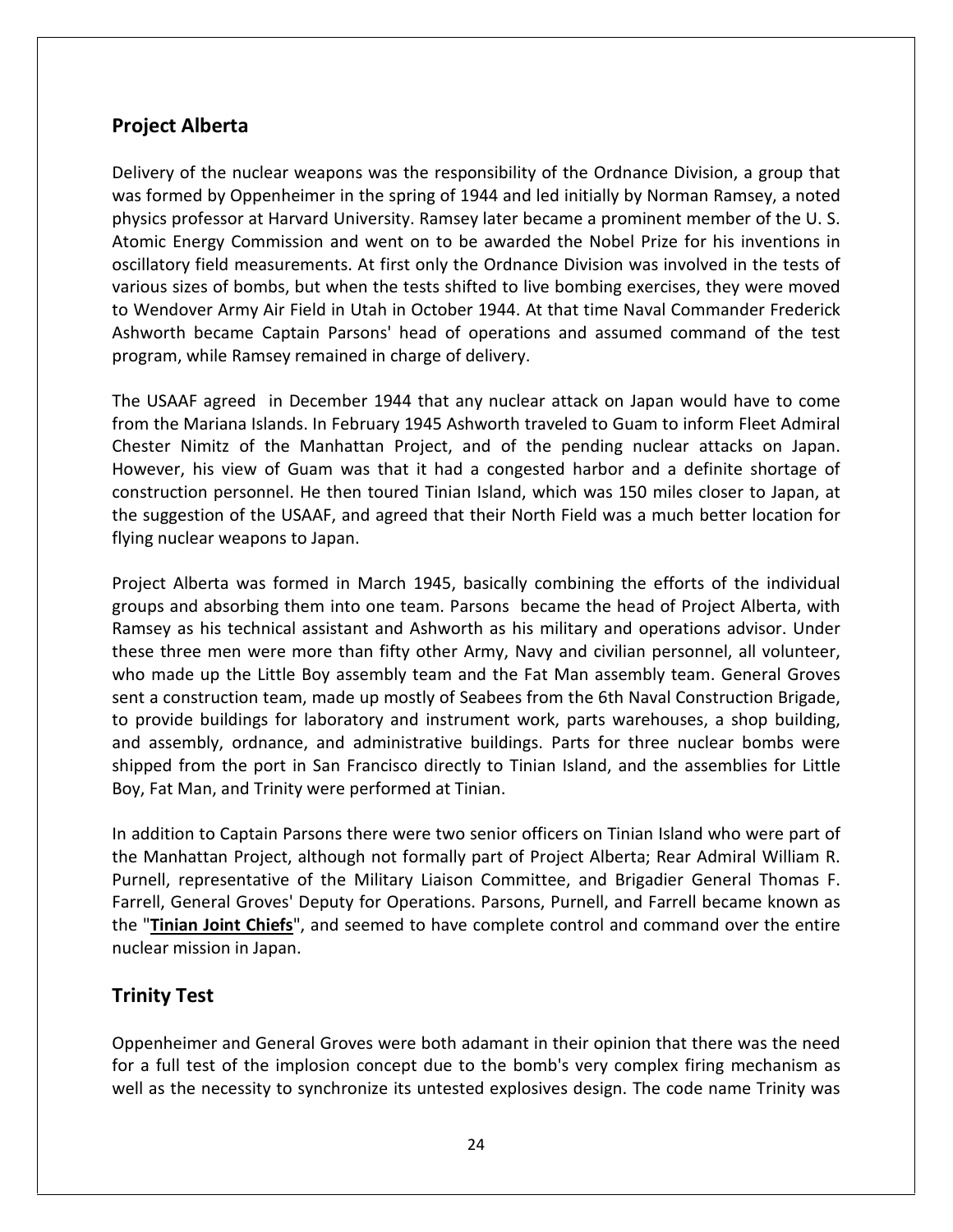## Project Alberta

Delivery of the nuclear weapons was the responsibility of the Ordnance Division, a group that was formed by Oppenheimer in the spring of 1944 and led initially by Norman Ramsey, a noted physics professor at Harvard University. Ramsey later became a prominent member of the U. S. Atomic Energy Commission and went on to be awarded the Nobel Prize for his inventions in oscillatory field measurements. At first only the Ordnance Division was involved in the tests of various sizes of bombs, but when the tests shifted to live bombing exercises, they were moved to Wendover Army Air Field in Utah in October 1944. At that time Naval Commander Frederick Ashworth became Captain Parsons' head of operations and assumed command of the test program, while Ramsey remained in charge of delivery.

The USAAF agreed in December 1944 that any nuclear attack on Japan would have to come from the Mariana Islands. In February 1945 Ashworth traveled to Guam to inform Fleet Admiral Chester Nimitz of the Manhattan Project, and of the pending nuclear attacks on Japan. However, his view of Guam was that it had a congested harbor and a definite shortage of construction personnel. He then toured Tinian Island, which was 150 miles closer to Japan, at the suggestion of the USAAF, and agreed that their North Field was a much better location for flying nuclear weapons to Japan.

Project Alberta was formed in March 1945, basically combining the efforts of the individual groups and absorbing them into one team. Parsons became the head of Project Alberta, with Ramsey as his technical assistant and Ashworth as his military and operations advisor. Under these three men were more than fifty other Army, Navy and civilian personnel, all volunteer, who made up the Little Boy assembly team and the Fat Man assembly team. General Groves sent a construction team, made up mostly of Seabees from the 6th Naval Construction Brigade, to provide buildings for laboratory and instrument work, parts warehouses, a shop building, and assembly, ordnance, and administrative buildings. Parts for three nuclear bombs were shipped from the port in San Francisco directly to Tinian Island, and the assemblies for Little Boy, Fat Man, and Trinity were performed at Tinian.

In addition to Captain Parsons there were two senior officers on Tinian Island who were part of the Manhattan Project, although not formally part of Project Alberta; Rear Admiral William R. Purnell, representative of the Military Liaison Committee, and Brigadier General Thomas F. Farrell, General Groves' Deputy for Operations. Parsons, Purnell, and Farrell became known as the "**Tinian Joint Chiefs**", and seemed to have complete control and command over the entire nuclear mission in Japan.

## Trinity Test

Oppenheimer and General Groves were both adamant in their opinion that there was the need for a full test of the implosion concept due to the bomb's very complex firing mechanism as well as the necessity to synchronize its untested explosives design. The code name Trinity was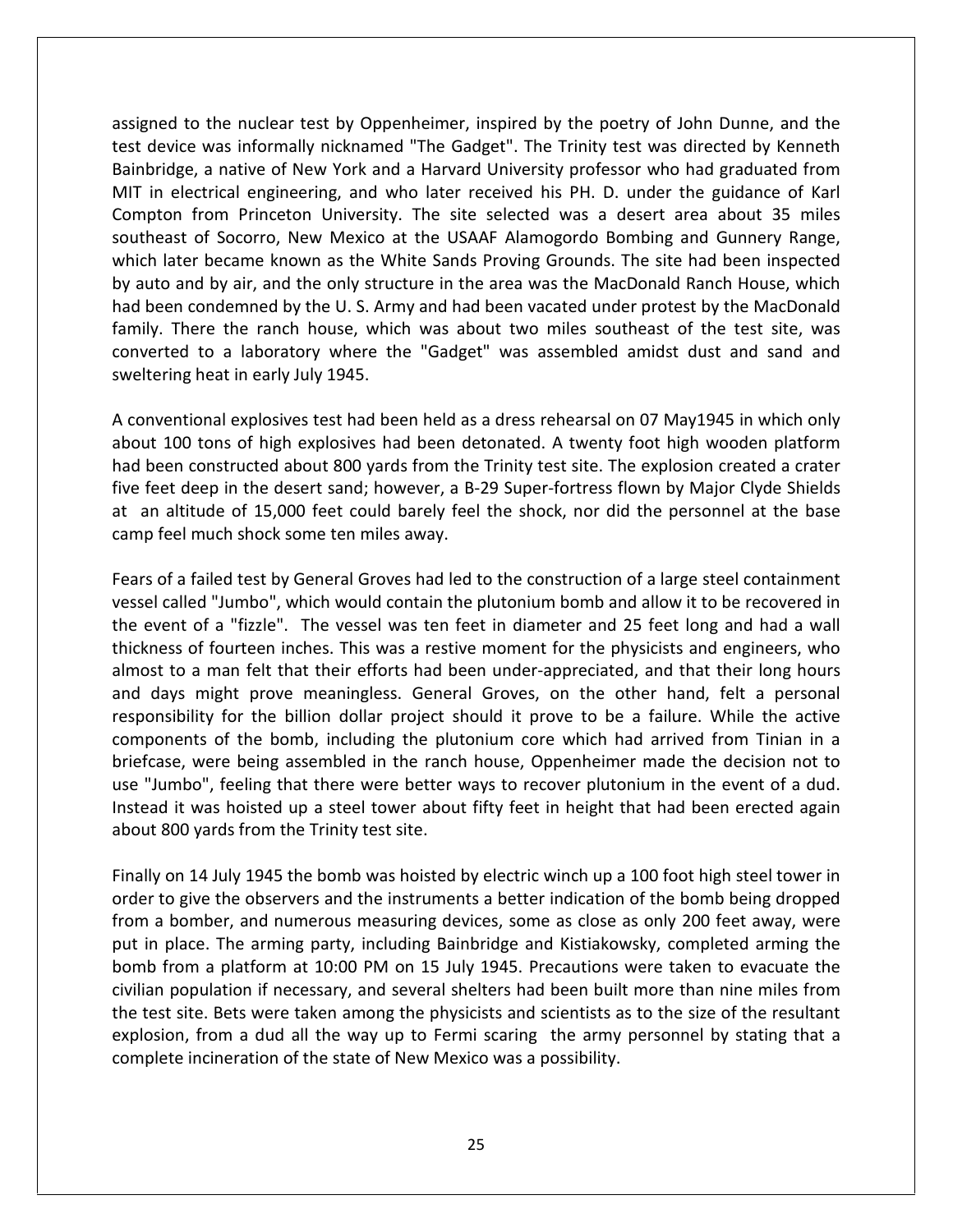assigned to the nuclear test by Oppenheimer, inspired by the poetry of John Dunne, and the test device was informally nicknamed "The Gadget". The Trinity test was directed by Kenneth Bainbridge, a native of New York and a Harvard University professor who had graduated from MIT in electrical engineering, and who later received his PH. D. under the guidance of Karl Compton from Princeton University. The site selected was a desert area about 35 miles southeast of Socorro, New Mexico at the USAAF Alamogordo Bombing and Gunnery Range, which later became known as the White Sands Proving Grounds. The site had been inspected by auto and by air, and the only structure in the area was the MacDonald Ranch House, which had been condemned by the U. S. Army and had been vacated under protest by the MacDonald family. There the ranch house, which was about two miles southeast of the test site, was converted to a laboratory where the "Gadget" was assembled amidst dust and sand and sweltering heat in early July 1945.

A conventional explosives test had been held as a dress rehearsal on 07 May1945 in which only about 100 tons of high explosives had been detonated. A twenty foot high wooden platform had been constructed about 800 yards from the Trinity test site. The explosion created a crater five feet deep in the desert sand; however, a B-29 Super-fortress flown by Major Clyde Shields at an altitude of 15,000 feet could barely feel the shock, nor did the personnel at the base camp feel much shock some ten miles away.

Fears of a failed test by General Groves had led to the construction of a large steel containment vessel called "Jumbo", which would contain the plutonium bomb and allow it to be recovered in the event of a "fizzle". The vessel was ten feet in diameter and 25 feet long and had a wall thickness of fourteen inches. This was a restive moment for the physicists and engineers, who almost to a man felt that their efforts had been under-appreciated, and that their long hours and days might prove meaningless. General Groves, on the other hand, felt a personal responsibility for the billion dollar project should it prove to be a failure. While the active components of the bomb, including the plutonium core which had arrived from Tinian in a briefcase, were being assembled in the ranch house, Oppenheimer made the decision not to use "Jumbo", feeling that there were better ways to recover plutonium in the event of a dud. Instead it was hoisted up a steel tower about fifty feet in height that had been erected again about 800 yards from the Trinity test site.

Finally on 14 July 1945 the bomb was hoisted by electric winch up a 100 foot high steel tower in order to give the observers and the instruments a better indication of the bomb being dropped from a bomber, and numerous measuring devices, some as close as only 200 feet away, were put in place. The arming party, including Bainbridge and Kistiakowsky, completed arming the bomb from a platform at 10:00 PM on 15 July 1945. Precautions were taken to evacuate the civilian population if necessary, and several shelters had been built more than nine miles from the test site. Bets were taken among the physicists and scientists as to the size of the resultant explosion, from a dud all the way up to Fermi scaring the army personnel by stating that a complete incineration of the state of New Mexico was a possibility.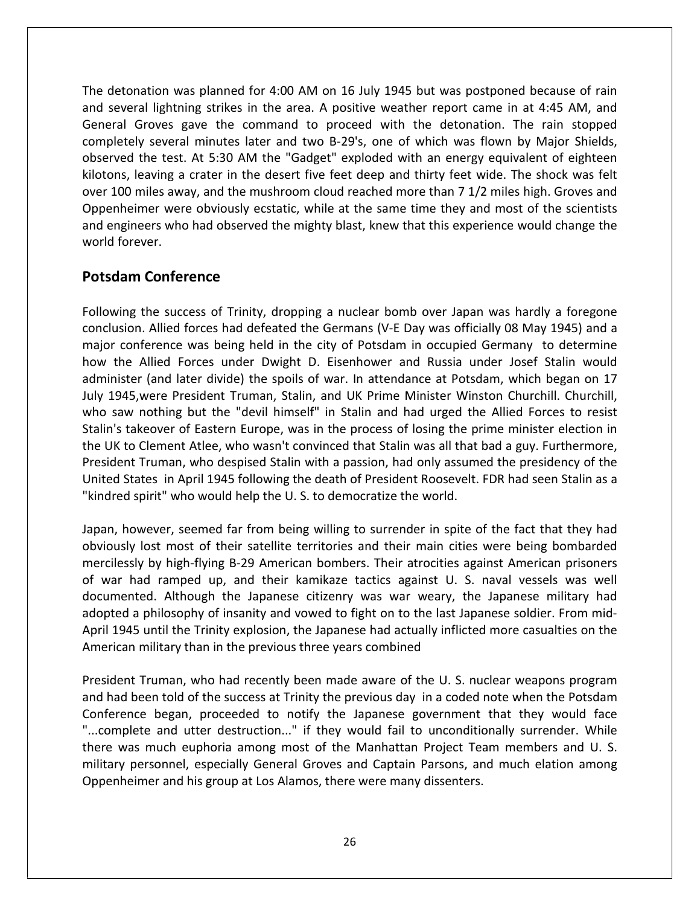The detonation was planned for 4:00 AM on 16 July 1945 but was postponed because of rain and several lightning strikes in the area. A positive weather report came in at 4:45 AM, and General Groves gave the command to proceed with the detonation. The rain stopped completely several minutes later and two B-29's, one of which was flown by Major Shields, observed the test. At 5:30 AM the "Gadget" exploded with an energy equivalent of eighteen kilotons, leaving a crater in the desert five feet deep and thirty feet wide. The shock was felt over 100 miles away, and the mushroom cloud reached more than 7 1/2 miles high. Groves and Oppenheimer were obviously ecstatic, while at the same time they and most of the scientists and engineers who had observed the mighty blast, knew that this experience would change the world forever.

## Potsdam Conference

Following the success of Trinity, dropping a nuclear bomb over Japan was hardly a foregone conclusion. Allied forces had defeated the Germans (V-E Day was officially 08 May 1945) and a major conference was being held in the city of Potsdam in occupied Germany to determine how the Allied Forces under Dwight D. Eisenhower and Russia under Josef Stalin would administer (and later divide) the spoils of war. In attendance at Potsdam, which began on 17 July 1945,were President Truman, Stalin, and UK Prime Minister Winston Churchill. Churchill, who saw nothing but the "devil himself" in Stalin and had urged the Allied Forces to resist Stalin's takeover of Eastern Europe, was in the process of losing the prime minister election in the UK to Clement Atlee, who wasn't convinced that Stalin was all that bad a guy. Furthermore, President Truman, who despised Stalin with a passion, had only assumed the presidency of the United States in April 1945 following the death of President Roosevelt. FDR had seen Stalin as a "kindred spirit" who would help the U. S. to democratize the world.

Japan, however, seemed far from being willing to surrender in spite of the fact that they had obviously lost most of their satellite territories and their main cities were being bombarded mercilessly by high-flying B-29 American bombers. Their atrocities against American prisoners of war had ramped up, and their kamikaze tactics against U. S. naval vessels was well documented. Although the Japanese citizenry was war weary, the Japanese military had adopted a philosophy of insanity and vowed to fight on to the last Japanese soldier. From mid-April 1945 until the Trinity explosion, the Japanese had actually inflicted more casualties on the American military than in the previous three years combined

President Truman, who had recently been made aware of the U. S. nuclear weapons program and had been told of the success at Trinity the previous day in a coded note when the Potsdam Conference began, proceeded to notify the Japanese government that they would face "...complete and utter destruction..." if they would fail to unconditionally surrender. While there was much euphoria among most of the Manhattan Project Team members and U. S. military personnel, especially General Groves and Captain Parsons, and much elation among Oppenheimer and his group at Los Alamos, there were many dissenters.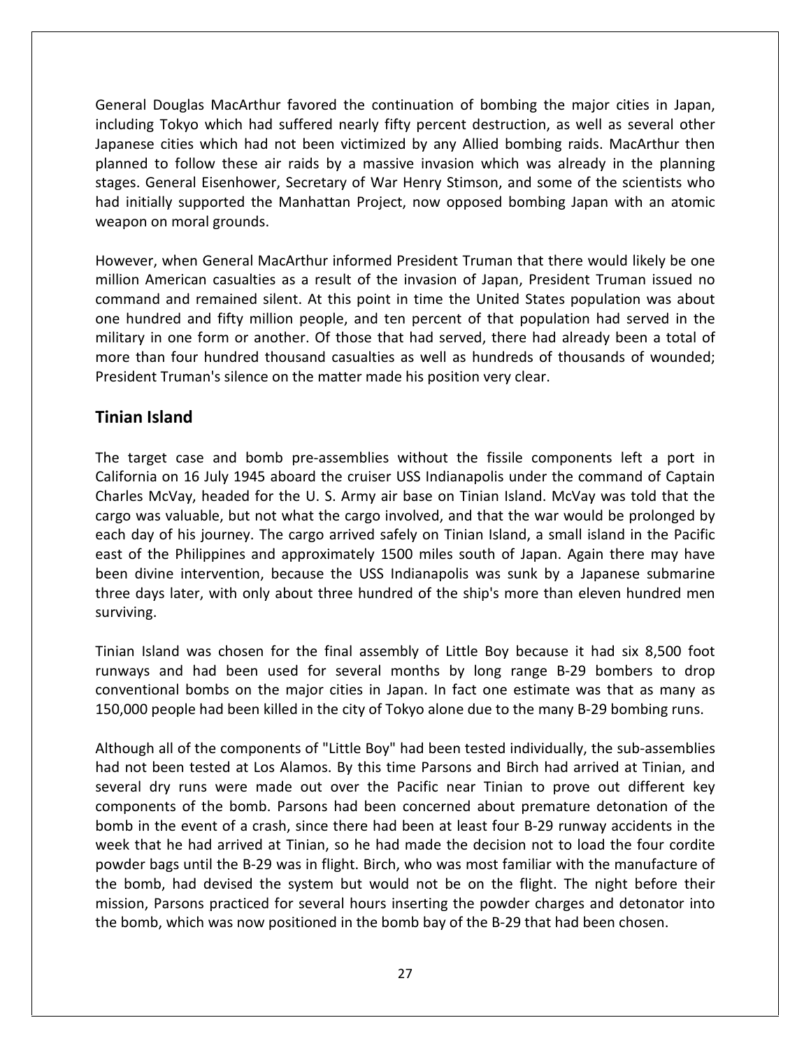General Douglas MacArthur favored the continuation of bombing the major cities in Japan, including Tokyo which had suffered nearly fifty percent destruction, as well as several other Japanese cities which had not been victimized by any Allied bombing raids. MacArthur then planned to follow these air raids by a massive invasion which was already in the planning stages. General Eisenhower, Secretary of War Henry Stimson, and some of the scientists who had initially supported the Manhattan Project, now opposed bombing Japan with an atomic weapon on moral grounds.

However, when General MacArthur informed President Truman that there would likely be one million American casualties as a result of the invasion of Japan, President Truman issued no command and remained silent. At this point in time the United States population was about one hundred and fifty million people, and ten percent of that population had served in the military in one form or another. Of those that had served, there had already been a total of more than four hundred thousand casualties as well as hundreds of thousands of wounded; President Truman's silence on the matter made his position very clear.

## Tinian Island

The target case and bomb pre-assemblies without the fissile components left a port in California on 16 July 1945 aboard the cruiser USS Indianapolis under the command of Captain Charles McVay, headed for the U. S. Army air base on Tinian Island. McVay was told that the cargo was valuable, but not what the cargo involved, and that the war would be prolonged by each day of his journey. The cargo arrived safely on Tinian Island, a small island in the Pacific east of the Philippines and approximately 1500 miles south of Japan. Again there may have been divine intervention, because the USS Indianapolis was sunk by a Japanese submarine three days later, with only about three hundred of the ship's more than eleven hundred men surviving.

Tinian Island was chosen for the final assembly of Little Boy because it had six 8,500 foot runways and had been used for several months by long range B-29 bombers to drop conventional bombs on the major cities in Japan. In fact one estimate was that as many as 150,000 people had been killed in the city of Tokyo alone due to the many B-29 bombing runs.

Although all of the components of "Little Boy" had been tested individually, the sub-assemblies had not been tested at Los Alamos. By this time Parsons and Birch had arrived at Tinian, and several dry runs were made out over the Pacific near Tinian to prove out different key components of the bomb. Parsons had been concerned about premature detonation of the bomb in the event of a crash, since there had been at least four B-29 runway accidents in the week that he had arrived at Tinian, so he had made the decision not to load the four cordite powder bags until the B-29 was in flight. Birch, who was most familiar with the manufacture of the bomb, had devised the system but would not be on the flight. The night before their mission, Parsons practiced for several hours inserting the powder charges and detonator into the bomb, which was now positioned in the bomb bay of the B-29 that had been chosen.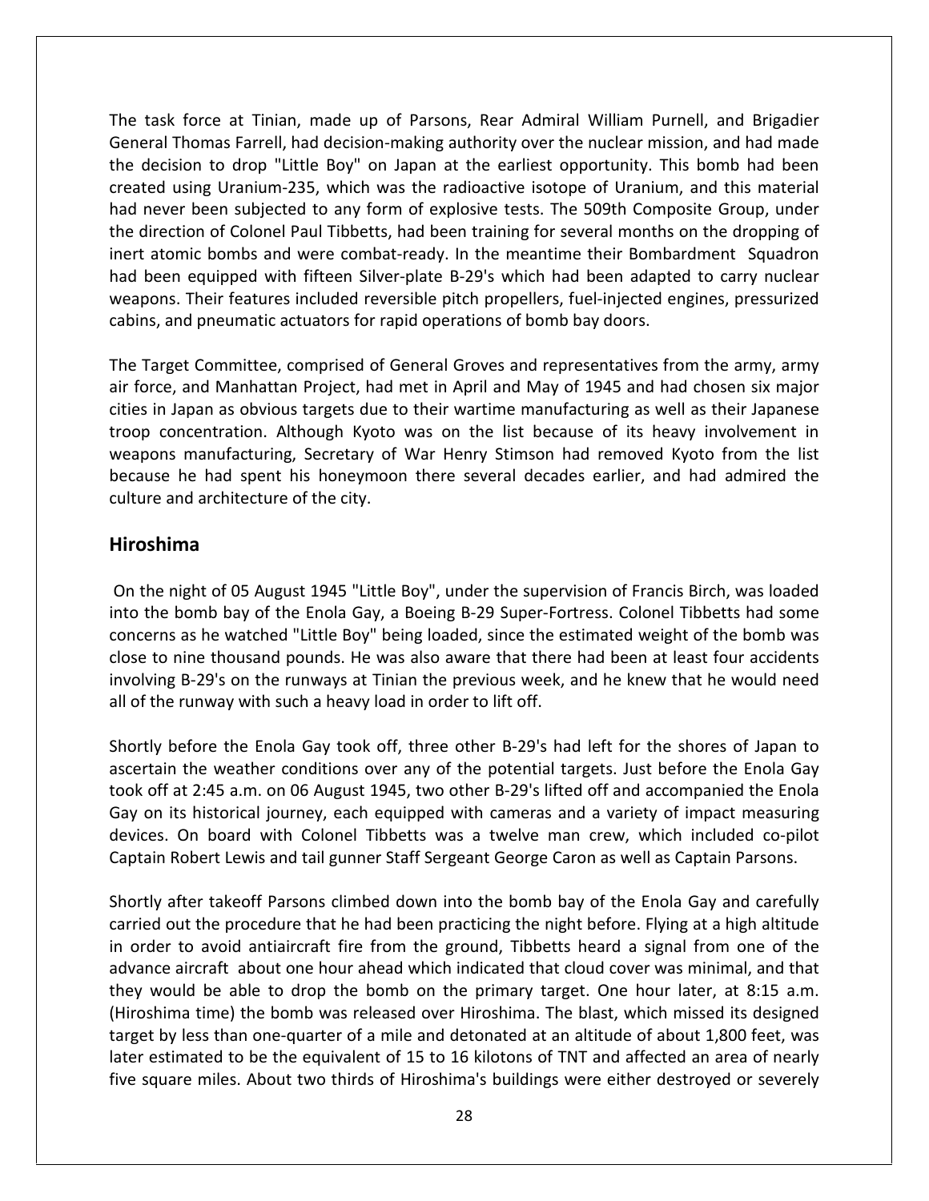The task force at Tinian, made up of Parsons, Rear Admiral William Purnell, and Brigadier General Thomas Farrell, had decision-making authority over the nuclear mission, and had made the decision to drop "Little Boy" on Japan at the earliest opportunity. This bomb had been created using Uranium-235, which was the radioactive isotope of Uranium, and this material had never been subjected to any form of explosive tests. The 509th Composite Group, under the direction of Colonel Paul Tibbetts, had been training for several months on the dropping of inert atomic bombs and were combat-ready. In the meantime their Bombardment Squadron had been equipped with fifteen Silver-plate B-29's which had been adapted to carry nuclear weapons. Their features included reversible pitch propellers, fuel-injected engines, pressurized cabins, and pneumatic actuators for rapid operations of bomb bay doors.

The Target Committee, comprised of General Groves and representatives from the army, army air force, and Manhattan Project, had met in April and May of 1945 and had chosen six major cities in Japan as obvious targets due to their wartime manufacturing as well as their Japanese troop concentration. Although Kyoto was on the list because of its heavy involvement in weapons manufacturing, Secretary of War Henry Stimson had removed Kyoto from the list because he had spent his honeymoon there several decades earlier, and had admired the culture and architecture of the city.

## Hiroshima

On the night of 05 August 1945 "Little Boy", under the supervision of Francis Birch, was loaded into the bomb bay of the Enola Gay, a Boeing B-29 Super-Fortress. Colonel Tibbetts had some concerns as he watched "Little Boy" being loaded, since the estimated weight of the bomb was close to nine thousand pounds. He was also aware that there had been at least four accidents involving B-29's on the runways at Tinian the previous week, and he knew that he would need all of the runway with such a heavy load in order to lift off.

Shortly before the Enola Gay took off, three other B-29's had left for the shores of Japan to ascertain the weather conditions over any of the potential targets. Just before the Enola Gay took off at 2:45 a.m. on 06 August 1945, two other B-29's lifted off and accompanied the Enola Gay on its historical journey, each equipped with cameras and a variety of impact measuring devices. On board with Colonel Tibbetts was a twelve man crew, which included co-pilot Captain Robert Lewis and tail gunner Staff Sergeant George Caron as well as Captain Parsons.

Shortly after takeoff Parsons climbed down into the bomb bay of the Enola Gay and carefully carried out the procedure that he had been practicing the night before. Flying at a high altitude in order to avoid antiaircraft fire from the ground, Tibbetts heard a signal from one of the advance aircraft about one hour ahead which indicated that cloud cover was minimal, and that they would be able to drop the bomb on the primary target. One hour later, at 8:15 a.m. (Hiroshima time) the bomb was released over Hiroshima. The blast, which missed its designed target by less than one-quarter of a mile and detonated at an altitude of about 1,800 feet, was later estimated to be the equivalent of 15 to 16 kilotons of TNT and affected an area of nearly five square miles. About two thirds of Hiroshima's buildings were either destroyed or severely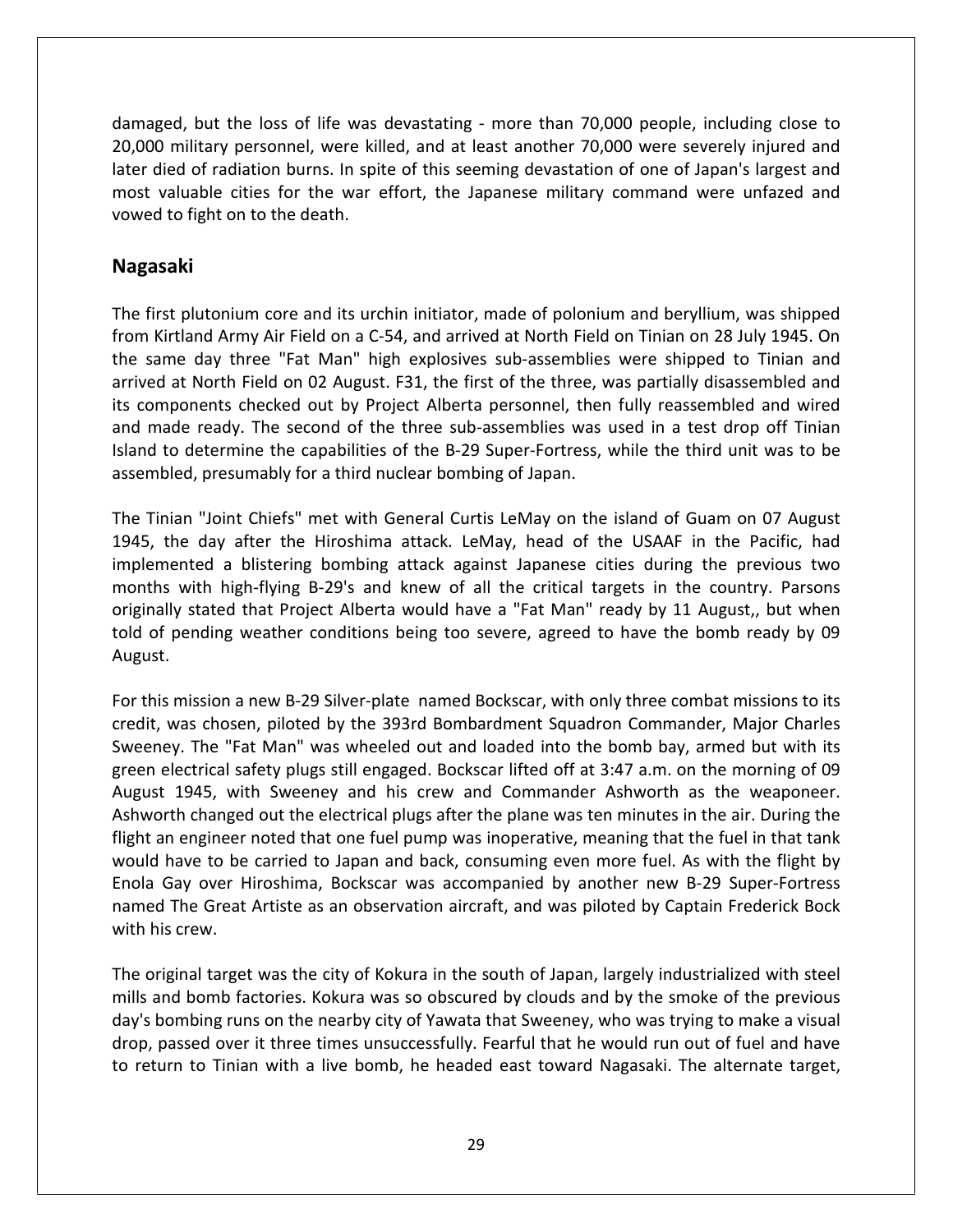damaged, but the loss of life was devastating - more than 70,000 people, including close to 20,000 military personnel, were killed, and at least another 70,000 were severely injured and later died of radiation burns. In spite of this seeming devastation of one of Japan's largest and most valuable cities for the war effort, the Japanese military command were unfazed and vowed to fight on to the death.

## Nagasaki

The first plutonium core and its urchin initiator, made of polonium and beryllium, was shipped from Kirtland Army Air Field on a C-54, and arrived at North Field on Tinian on 28 July 1945. On the same day three "Fat Man" high explosives sub-assemblies were shipped to Tinian and arrived at North Field on 02 August. F31, the first of the three, was partially disassembled and its components checked out by Project Alberta personnel, then fully reassembled and wired and made ready. The second of the three sub-assemblies was used in a test drop off Tinian Island to determine the capabilities of the B-29 Super-Fortress, while the third unit was to be assembled, presumably for a third nuclear bombing of Japan.

The Tinian "Joint Chiefs" met with General Curtis LeMay on the island of Guam on 07 August 1945, the day after the Hiroshima attack. LeMay, head of the USAAF in the Pacific, had implemented a blistering bombing attack against Japanese cities during the previous two months with high-flying B-29's and knew of all the critical targets in the country. Parsons originally stated that Project Alberta would have a "Fat Man" ready by 11 August,, but when told of pending weather conditions being too severe, agreed to have the bomb ready by 09 August.

For this mission a new B-29 Silver-plate named Bockscar, with only three combat missions to its credit, was chosen, piloted by the 393rd Bombardment Squadron Commander, Major Charles Sweeney. The "Fat Man" was wheeled out and loaded into the bomb bay, armed but with its green electrical safety plugs still engaged. Bockscar lifted off at 3:47 a.m. on the morning of 09 August 1945, with Sweeney and his crew and Commander Ashworth as the weaponeer. Ashworth changed out the electrical plugs after the plane was ten minutes in the air. During the flight an engineer noted that one fuel pump was inoperative, meaning that the fuel in that tank would have to be carried to Japan and back, consuming even more fuel. As with the flight by Enola Gay over Hiroshima, Bockscar was accompanied by another new B-29 Super-Fortress named The Great Artiste as an observation aircraft, and was piloted by Captain Frederick Bock with his crew.

The original target was the city of Kokura in the south of Japan, largely industrialized with steel mills and bomb factories. Kokura was so obscured by clouds and by the smoke of the previous day's bombing runs on the nearby city of Yawata that Sweeney, who was trying to make a visual drop, passed over it three times unsuccessfully. Fearful that he would run out of fuel and have to return to Tinian with a live bomb, he headed east toward Nagasaki. The alternate target,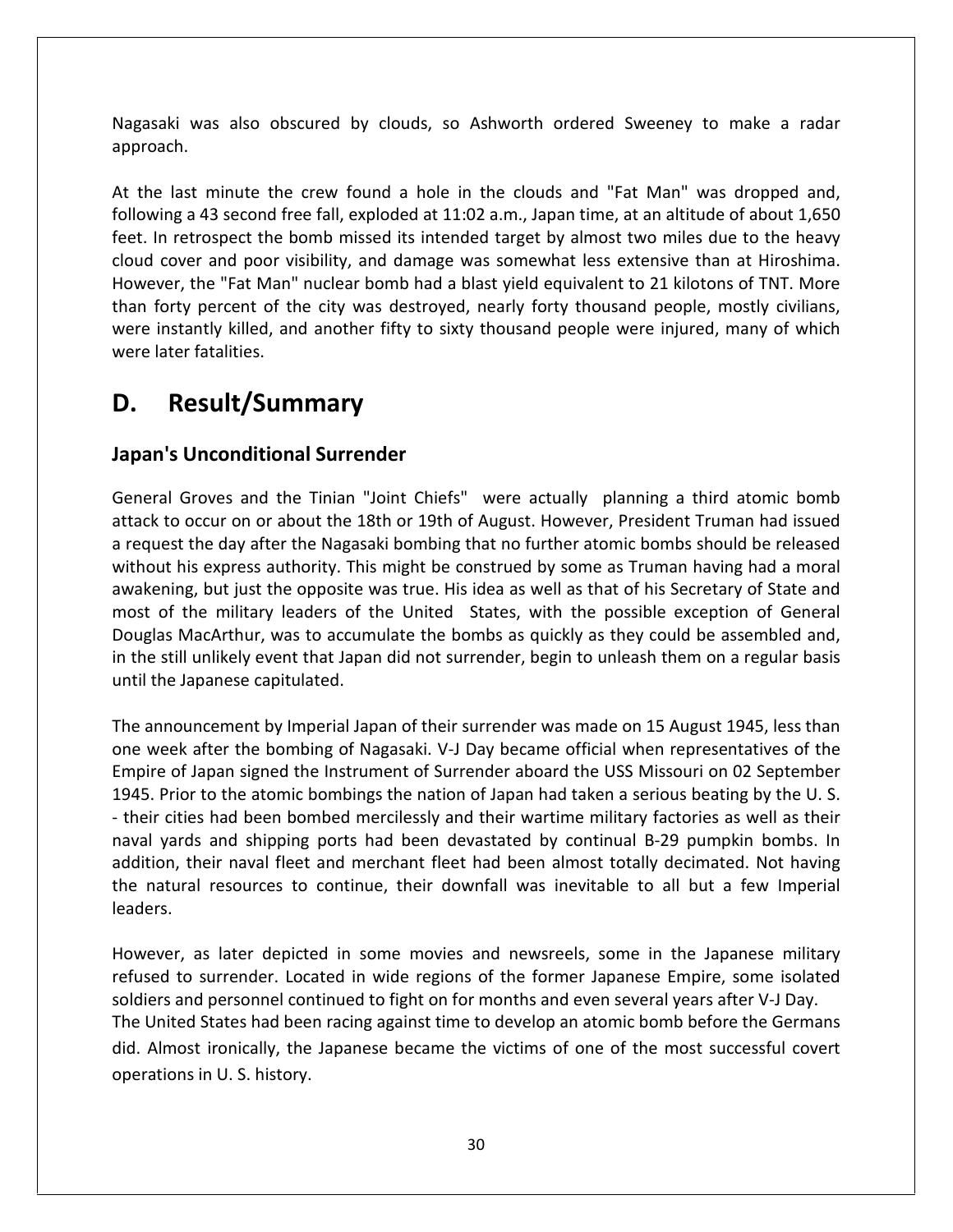Nagasaki was also obscured by clouds, so Ashworth ordered Sweeney to make a radar approach.

At the last minute the crew found a hole in the clouds and "Fat Man" was dropped and, following a 43 second free fall, exploded at 11:02 a.m., Japan time, at an altitude of about 1,650 feet. In retrospect the bomb missed its intended target by almost two miles due to the heavy cloud cover and poor visibility, and damage was somewhat less extensive than at Hiroshima. However, the "Fat Man" nuclear bomb had a blast yield equivalent to 21 kilotons of TNT. More than forty percent of the city was destroyed, nearly forty thousand people, mostly civilians, were instantly killed, and another fifty to sixty thousand people were injured, many of which were later fatalities.

# D. Result/Summary

## Japan's Unconditional Surrender

General Groves and the Tinian "Joint Chiefs" were actually planning a third atomic bomb attack to occur on or about the 18th or 19th of August. However, President Truman had issued a request the day after the Nagasaki bombing that no further atomic bombs should be released without his express authority. This might be construed by some as Truman having had a moral awakening, but just the opposite was true. His idea as well as that of his Secretary of State and most of the military leaders of the United States, with the possible exception of General Douglas MacArthur, was to accumulate the bombs as quickly as they could be assembled and, in the still unlikely event that Japan did not surrender, begin to unleash them on a regular basis until the Japanese capitulated.

The announcement by Imperial Japan of their surrender was made on 15 August 1945, less than one week after the bombing of Nagasaki. V-J Day became official when representatives of the Empire of Japan signed the Instrument of Surrender aboard the USS Missouri on 02 September 1945. Prior to the atomic bombings the nation of Japan had taken a serious beating by the U. S. - their cities had been bombed mercilessly and their wartime military factories as well as their naval yards and shipping ports had been devastated by continual B-29 pumpkin bombs. In addition, their naval fleet and merchant fleet had been almost totally decimated. Not having the natural resources to continue, their downfall was inevitable to all but a few Imperial leaders.

However, as later depicted in some movies and newsreels, some in the Japanese military refused to surrender. Located in wide regions of the former Japanese Empire, some isolated soldiers and personnel continued to fight on for months and even several years after V-J Day. The United States had been racing against time to develop an atomic bomb before the Germans did. Almost ironically, the Japanese became the victims of one of the most successful covert operations in U. S. history.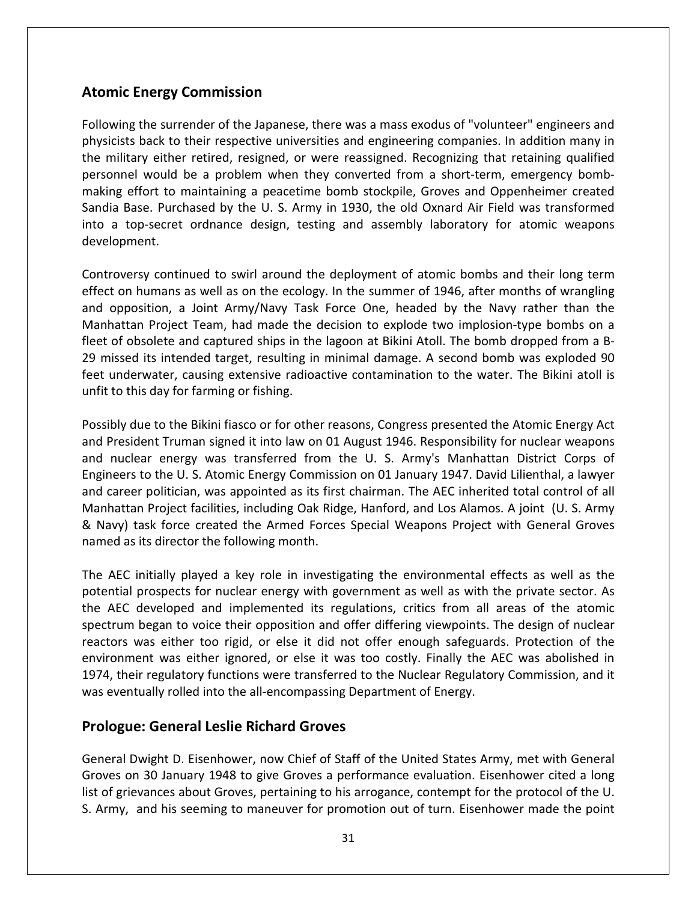## Atomic Energy Commission

Following the surrender of the Japanese, there was a mass exodus of "volunteer" engineers and physicists back to their respective universities and engineering companies. In addition many in the military either retired, resigned, or were reassigned. Recognizing that retaining qualified personnel would be a problem when they converted from a short-term, emergency bomb-making effort to maintaining a peacetime bomb stockpile, Groves and Oppenheimer created Sandia Base. Purchased by the U. S. Army in 1930, the old Oxnard Air Field was transformed into a top-secret ordnance design, testing and assembly laboratory for atomic weapons development.

Controversy continued to swirl around the deployment of atomic bombs and their long term effect on humans as well as on the ecology. In the summer of 1946, after months of wrangling and opposition, a Joint Army/Navy Task Force One, headed by the Navy rather than the Manhattan Project Team, had made the decision to explode two implosion-type bombs on a fleet of obsolete and captured ships in the lagoon at Bikini Atoll. The bomb dropped from a B-29 missed its intended target, resulting in minimal damage. A second bomb was exploded 90 feet underwater, causing extensive radioactive contamination to the water. The Bikini atoll is unfit to this day for farming or fishing.

Possibly due to the Bikini fiasco or for other reasons, Congress presented the Atomic Energy Act and President Truman signed it into law on 01 August 1946. Responsibility for nuclear weapons and nuclear energy was transferred from the U. S. Army's Manhattan District Corps of Engineers to the U. S. Atomic Energy Commission on 01 January 1947. David Lilienthal, a lawyer and career politician, was appointed as its first chairman. The AEC inherited total control of all Manhattan Project facilities, including Oak Ridge, Hanford, and Los Alamos. A joint (U. S. Army & Navy) task force created the Armed Forces Special Weapons Project with General Groves named as its director the following month.

The AEC initially played a key role in investigating the environmental effects as well as the potential prospects for nuclear energy with government as well as with the private sector. As the AEC developed and implemented its regulations, critics from all areas of the atomic spectrum began to voice their opposition and offer differing viewpoints. The design of nuclear reactors was either too rigid, or else it did not offer enough safeguards. Protection of the environment was either ignored, or else it was too costly. Finally the AEC was abolished in 1974, their regulatory functions were transferred to the Nuclear Regulatory Commission, and it was eventually rolled into the all-encompassing Department of Energy.

## Prologue: General Leslie Richard Groves

General Dwight D. Eisenhower, now Chief of Staff of the United States Army, met with General Groves on 30 January 1948 to give Groves a performance evaluation. Eisenhower cited a long list of grievances about Groves, pertaining to his arrogance, contempt for the protocol of the U. S. Army, and his seeming to maneuver for promotion out of turn. Eisenhower made the point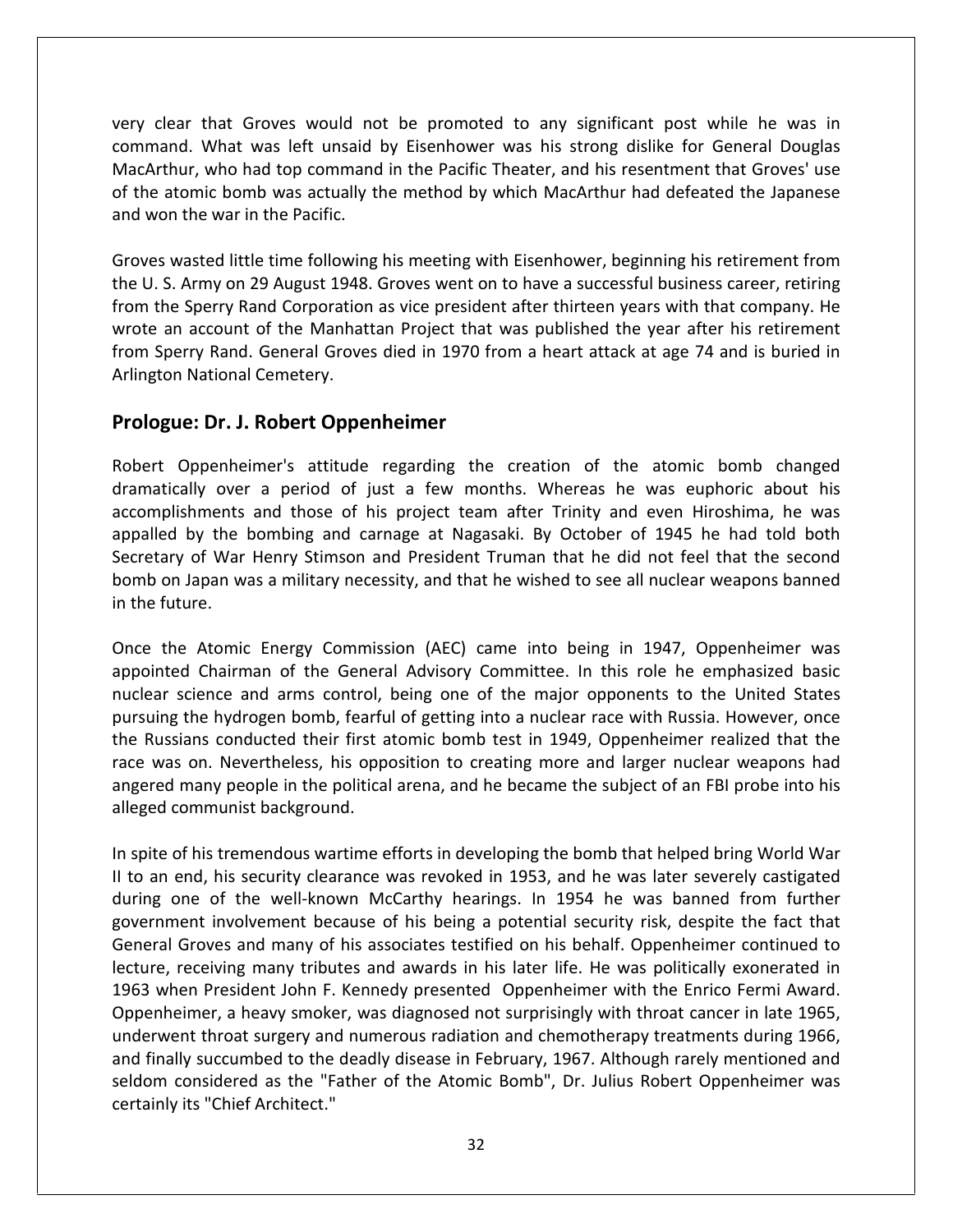very clear that Groves would not be promoted to any significant post while he was in command. What was left unsaid by Eisenhower was his strong dislike for General Douglas MacArthur, who had top command in the Pacific Theater, and his resentment that Groves' use of the atomic bomb was actually the method by which MacArthur had defeated the Japanese and won the war in the Pacific.

Groves wasted little time following his meeting with Eisenhower, beginning his retirement from the U. S. Army on 29 August 1948. Groves went on to have a successful business career, retiring from the Sperry Rand Corporation as vice president after thirteen years with that company. He wrote an account of the Manhattan Project that was published the year after his retirement from Sperry Rand. General Groves died in 1970 from a heart attack at age 74 and is buried in Arlington National Cemetery.

## Prologue: Dr. J. Robert Oppenheimer

Robert Oppenheimer's attitude regarding the creation of the atomic bomb changed dramatically over a period of just a few months. Whereas he was euphoric about his accomplishments and those of his project team after Trinity and even Hiroshima, he was appalled by the bombing and carnage at Nagasaki. By October of 1945 he had told both Secretary of War Henry Stimson and President Truman that he did not feel that the second bomb on Japan was a military necessity, and that he wished to see all nuclear weapons banned in the future.

Once the Atomic Energy Commission (AEC) came into being in 1947, Oppenheimer was appointed Chairman of the General Advisory Committee. In this role he emphasized basic nuclear science and arms control, being one of the major opponents to the United States pursuing the hydrogen bomb, fearful of getting into a nuclear race with Russia. However, once the Russians conducted their first atomic bomb test in 1949, Oppenheimer realized that the race was on. Nevertheless, his opposition to creating more and larger nuclear weapons had angered many people in the political arena, and he became the subject of an FBI probe into his alleged communist background.

In spite of his tremendous wartime efforts in developing the bomb that helped bring World War II to an end, his security clearance was revoked in 1953, and he was later severely castigated during one of the well-known McCarthy hearings. In 1954 he was banned from further government involvement because of his being a potential security risk, despite the fact that General Groves and many of his associates testified on his behalf. Oppenheimer continued to lecture, receiving many tributes and awards in his later life. He was politically exonerated in 1963 when President John F. Kennedy presented Oppenheimer with the Enrico Fermi Award. Oppenheimer, a heavy smoker, was diagnosed not surprisingly with throat cancer in late 1965, underwent throat surgery and numerous radiation and chemotherapy treatments during 1966, and finally succumbed to the deadly disease in February, 1967. Although rarely mentioned and seldom considered as the "Father of the Atomic Bomb", Dr. Julius Robert Oppenheimer was certainly its "Chief Architect."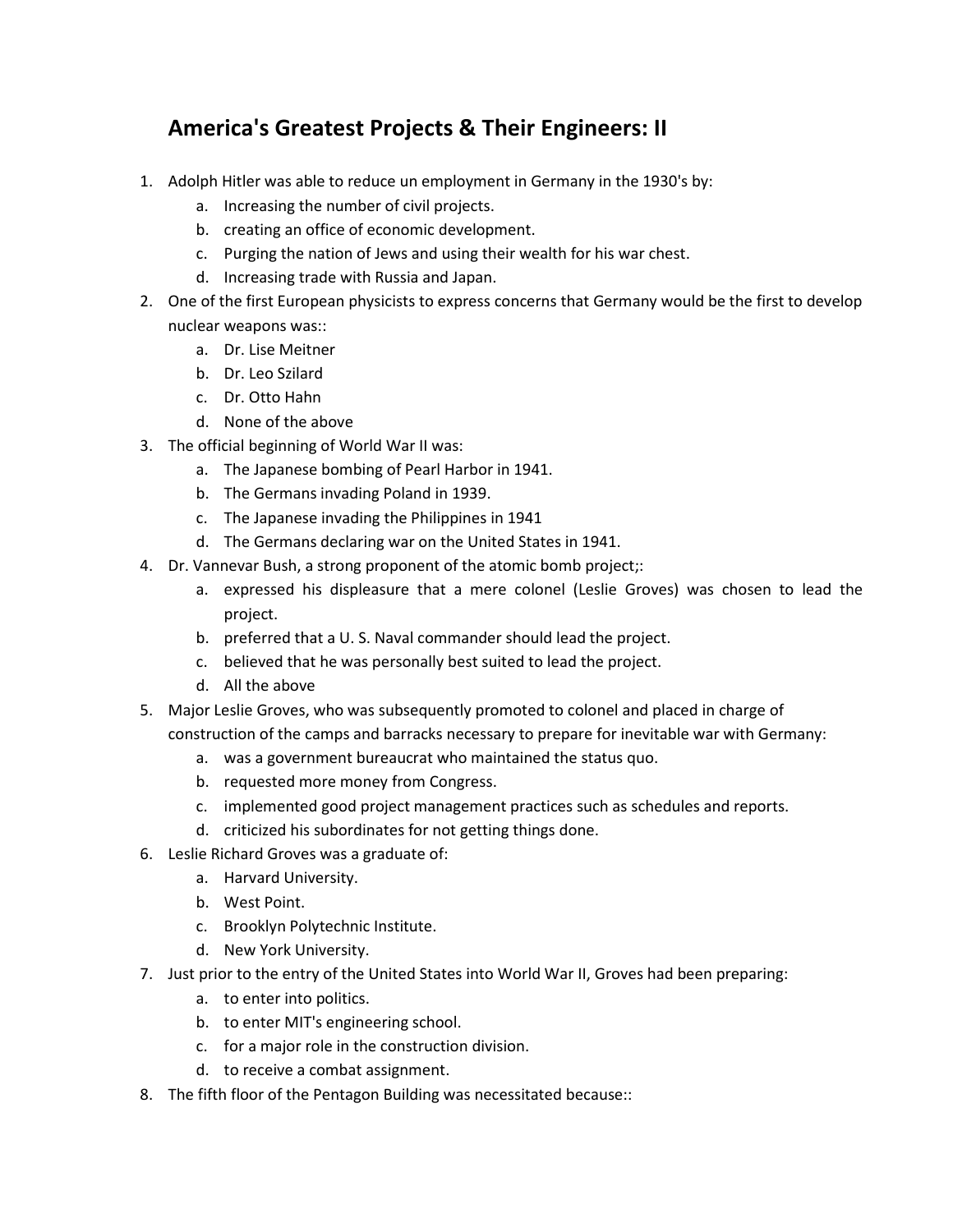# America's Greatest Projects & Their Engineers: II

1. Adolph Hitler was able to reduce un employment in Germany in the 1930's by:
    a. Increasing the number of civil projects.
    b. creating an office of economic development.
    c. Purging the nation of Jews and using their wealth for his war chest.
    d. Increasing trade with Russia and Japan.
2. One of the first European physicists to express concerns that Germany would be the first to develop nuclear weapons was::
    a. Dr. Lise Meitner
    b. Dr. Leo Szilard
    c. Dr. Otto Hahn
    d. None of the above
3. The official beginning of World War II was:
    a. The Japanese bombing of Pearl Harbor in 1941.
    b. The Germans invading Poland in 1939.
    c. The Japanese invading the Philippines in 1941
    d. The Germans declaring war on the United States in 1941.
4. Dr. Vannevar Bush, a strong proponent of the atomic bomb project;:
    a. expressed his displeasure that a mere colonel (Leslie Groves) was chosen to lead the project.
    b. preferred that a U. S. Naval commander should lead the project.
    c. believed that he was personally best suited to lead the project.
    d. All the above
5. Major Leslie Groves, who was subsequently promoted to colonel and placed in charge of construction of the camps and barracks necessary to prepare for inevitable war with Germany:
    a. was a government bureaucrat who maintained the status quo.
    b. requested more money from Congress.
    c. implemented good project management practices such as schedules and reports.
    d. criticized his subordinates for not getting things done.
6. Leslie Richard Groves was a graduate of:
    a. Harvard University.
    b. West Point.
    c. Brooklyn Polytechnic Institute.
    d. New York University.
7. Just prior to the entry of the United States into World War II, Groves had been preparing:
    a. to enter into politics.
    b. to enter MIT's engineering school.
    c. for a major role in the construction division.
    d. to receive a combat assignment.
8. The fifth floor of the Pentagon Building was necessitated because::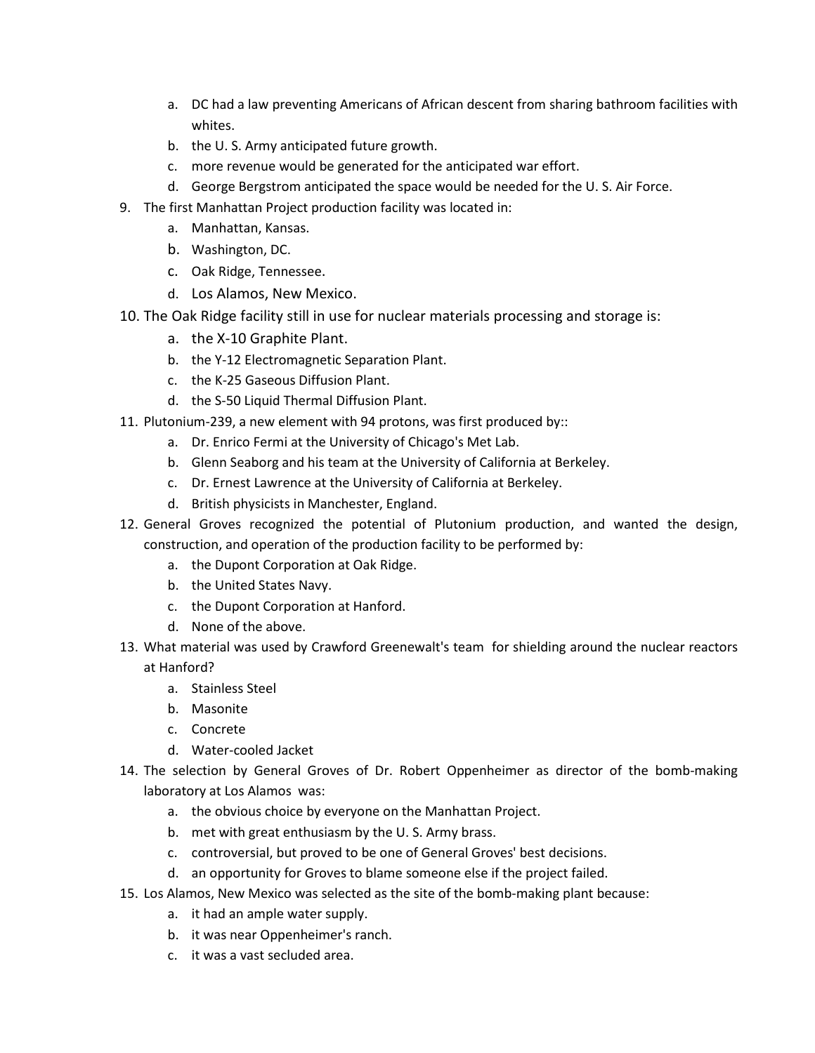a. DC had a law preventing Americans of African descent from sharing bathroom facilities with whites.
   b. the U. S. Army anticipated future growth.
   c. more revenue would be generated for the anticipated war effort.
   d. George Bergstrom anticipated the space would be needed for the U. S. Air Force.

9. The first Manhattan Project production facility was located in:
   a. Manhattan, Kansas.
   b. Washington, DC.
   c. Oak Ridge, Tennessee.
   d. Los Alamos, New Mexico.
10. The Oak Ridge facility still in use for nuclear materials processing and storage is:
    a. the X-10 Graphite Plant.
    b. the Y-12 Electromagnetic Separation Plant.
    c. the K-25 Gaseous Diffusion Plant.
    d. the S-50 Liquid Thermal Diffusion Plant.
11. Plutonium-239, a new element with 94 protons, was first produced by::
    a. Dr. Enrico Fermi at the University of Chicago's Met Lab.
    b. Glenn Seaborg and his team at the University of California at Berkeley.
    c. Dr. Ernest Lawrence at the University of California at Berkeley.
    d. British physicists in Manchester, England.
12. General Groves recognized the potential of Plutonium production, and wanted the design, construction, and operation of the production facility to be performed by:
    a. the Dupont Corporation at Oak Ridge.
    b. the United States Navy.
    c. the Dupont Corporation at Hanford.
    d. None of the above.
13. What material was used by Crawford Greenewalt's team for shielding around the nuclear reactors at Hanford?
    a. Stainless Steel
    b. Masonite
    c. Concrete
    d. Water-cooled Jacket
14. The selection by General Groves of Dr. Robert Oppenheimer as director of the bomb-making laboratory at Los Alamos was:
    a. the obvious choice by everyone on the Manhattan Project.
    b. met with great enthusiasm by the U. S. Army brass.
    c. controversial, but proved to be one of General Groves' best decisions.
    d. an opportunity for Groves to blame someone else if the project failed.
15. Los Alamos, New Mexico was selected as the site of the bomb-making plant because:
    a. it had an ample water supply.
    b. it was near Oppenheimer's ranch.
    c. it was a vast secluded area.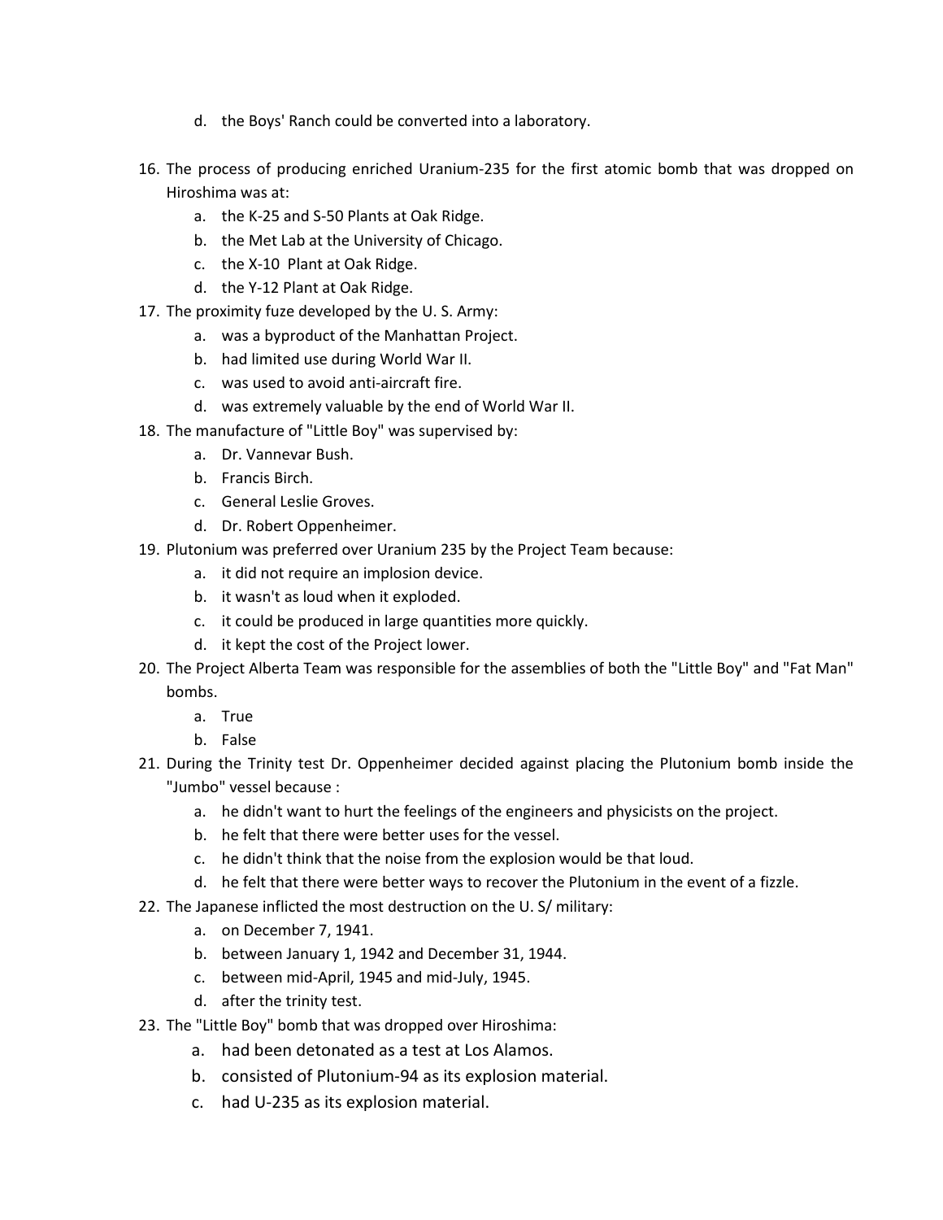d. the Boys' Ranch could be converted into a laboratory.

16. The process of producing enriched Uranium-235 for the first atomic bomb that was dropped on Hiroshima was at:
    a. the K-25 and S-50 Plants at Oak Ridge.
    b. the Met Lab at the University of Chicago.
    c. the X-10 Plant at Oak Ridge.
    d. the Y-12 Plant at Oak Ridge.
17. The proximity fuze developed by the U. S. Army:
    a. was a byproduct of the Manhattan Project.
    b. had limited use during World War II.
    c. was used to avoid anti-aircraft fire.
    d. was extremely valuable by the end of World War II.
18. The manufacture of "Little Boy" was supervised by:
    a. Dr. Vannevar Bush.
    b. Francis Birch.
    c. General Leslie Groves.
    d. Dr. Robert Oppenheimer.
19. Plutonium was preferred over Uranium 235 by the Project Team because:
    a. it did not require an implosion device.
    b. it wasn't as loud when it exploded.
    c. it could be produced in large quantities more quickly.
    d. it kept the cost of the Project lower.
20. The Project Alberta Team was responsible for the assemblies of both the "Little Boy" and "Fat Man" bombs.
    a. True
    b. False
21. During the Trinity test Dr. Oppenheimer decided against placing the Plutonium bomb inside the "Jumbo" vessel because :
    a. he didn't want to hurt the feelings of the engineers and physicists on the project.
    b. he felt that there were better uses for the vessel.
    c. he didn't think that the noise from the explosion would be that loud.
    d. he felt that there were better ways to recover the Plutonium in the event of a fizzle.
22. The Japanese inflicted the most destruction on the U. S/ military:
    a. on December 7, 1941.
    b. between January 1, 1942 and December 31, 1944.
    c. between mid-April, 1945 and mid-July, 1945.
    d. after the trinity test.
23. The "Little Boy" bomb that was dropped over Hiroshima:
    a. had been detonated as a test at Los Alamos.
    b. consisted of Plutonium-94 as its explosion material.
    c. had U-235 as its explosion material.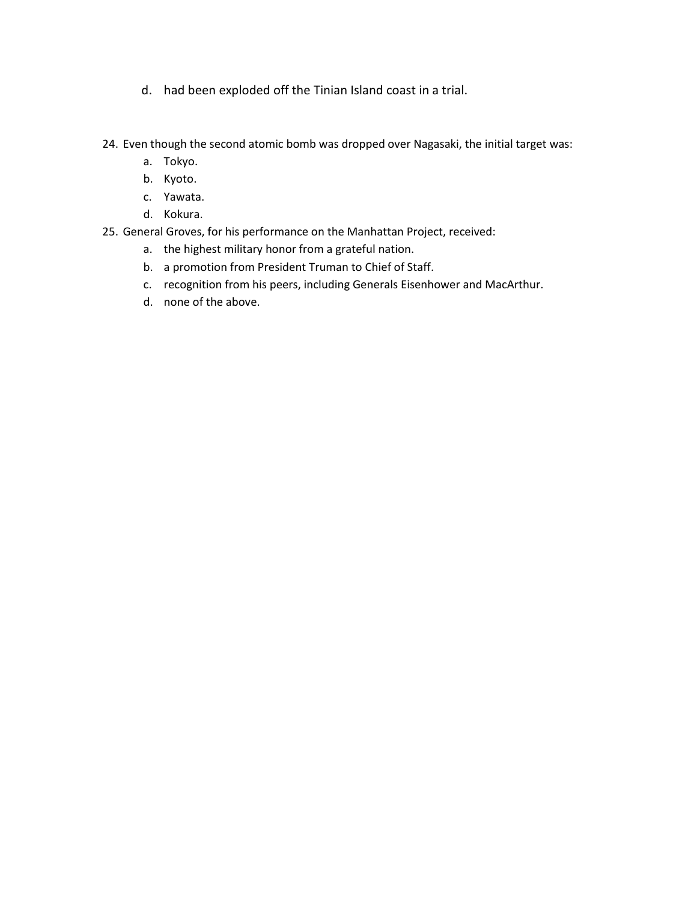d. had been exploded off the Tinian Island coast in a trial.

24. Even though the second atomic bomb was dropped over Nagasaki, the initial target was:
    a. Tokyo.
    b. Kyoto.
    c. Yawata.
    d. Kokura.
25. General Groves, for his performance on the Manhattan Project, received:
    a. the highest military honor from a grateful nation.
    b. a promotion from President Truman to Chief of Staff.
    c. recognition from his peers, including Generals Eisenhower and MacArthur.
    d. none of the above.